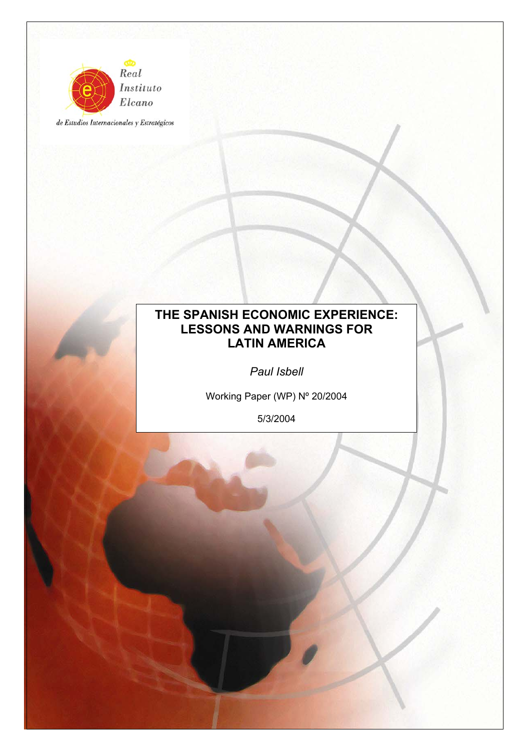Real Instituto Elcano

de Estudios Internacionales y Estratégicos

# THE SPANISH ECONOMIC EXPERIENCE: LESSONS AND WARNINGS FOR LATIN AMERICA

*Paul Isbell*

Working Paper (WP) Nº 20/2004

5/3/2004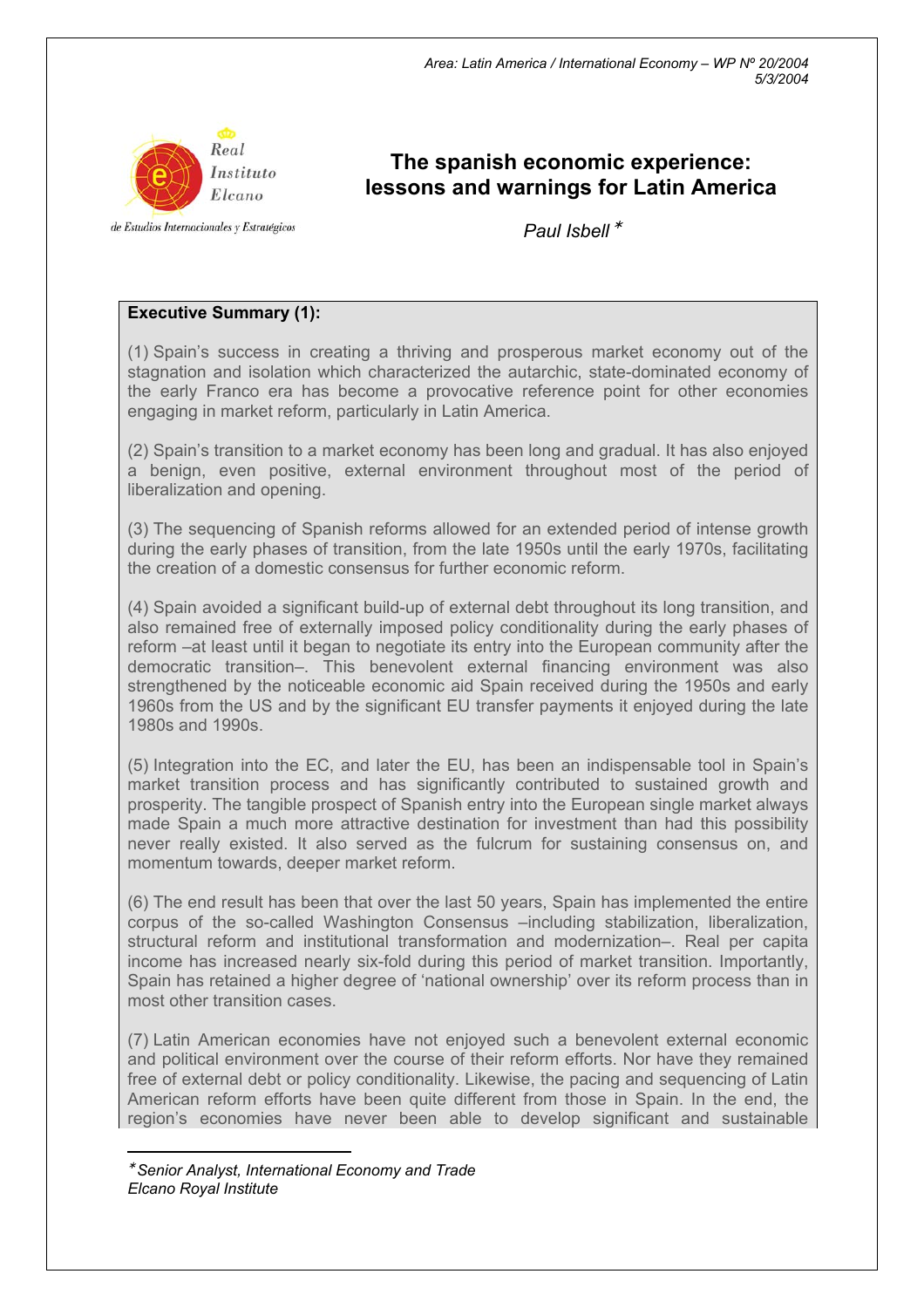Area: Latin America / International Economy – WP Nº 20/2004
5/3/2004

# The spanish economic experience: lessons and warnings for Latin America

*Paul Isbell* *

**Executive Summary (1):**

(1) Spain's success in creating a thriving and prosperous market economy out of the stagnation and isolation which characterized the autarchic, state-dominated economy of the early Franco era has become a provocative reference point for other economies engaging in market reform, particularly in Latin America.

(2) Spain's transition to a market economy has been long and gradual. It has also enjoyed a benign, even positive, external environment throughout most of the period of liberalization and opening.

(3) The sequencing of Spanish reforms allowed for an extended period of intense growth during the early phases of transition, from the late 1950s until the early 1970s, facilitating the creation of a domestic consensus for further economic reform.

(4) Spain avoided a significant build-up of external debt throughout its long transition, and also remained free of externally imposed policy conditionality during the early phases of reform –at least until it began to negotiate its entry into the European community after the democratic transition–. This benevolent external financing environment was also strengthened by the noticeable economic aid Spain received during the 1950s and early 1960s from the US and by the significant EU transfer payments it enjoyed during the late 1980s and 1990s.

(5) Integration into the EC, and later the EU, has been an indispensable tool in Spain's market transition process and has significantly contributed to sustained growth and prosperity. The tangible prospect of Spanish entry into the European single market always made Spain a much more attractive destination for investment than had this possibility never really existed. It also served as the fulcrum for sustaining consensus on, and momentum towards, deeper market reform.

(6) The end result has been that over the last 50 years, Spain has implemented the entire corpus of the so-called Washington Consensus –including stabilization, liberalization, structural reform and institutional transformation and modernization–. Real per capita income has increased nearly six-fold during this period of market transition. Importantly, Spain has retained a higher degree of 'national ownership' over its reform process than in most other transition cases.

(7) Latin American economies have not enjoyed such a benevolent external economic and political environment over the course of their reform efforts. Nor have they remained free of external debt or policy conditionality. Likewise, the pacing and sequencing of Latin American reform efforts have been quite different from those in Spain. In the end, the region's economies have never been able to develop significant and sustainable

---

* *Senior Analyst, International Economy and Trade Elcano Royal Institute*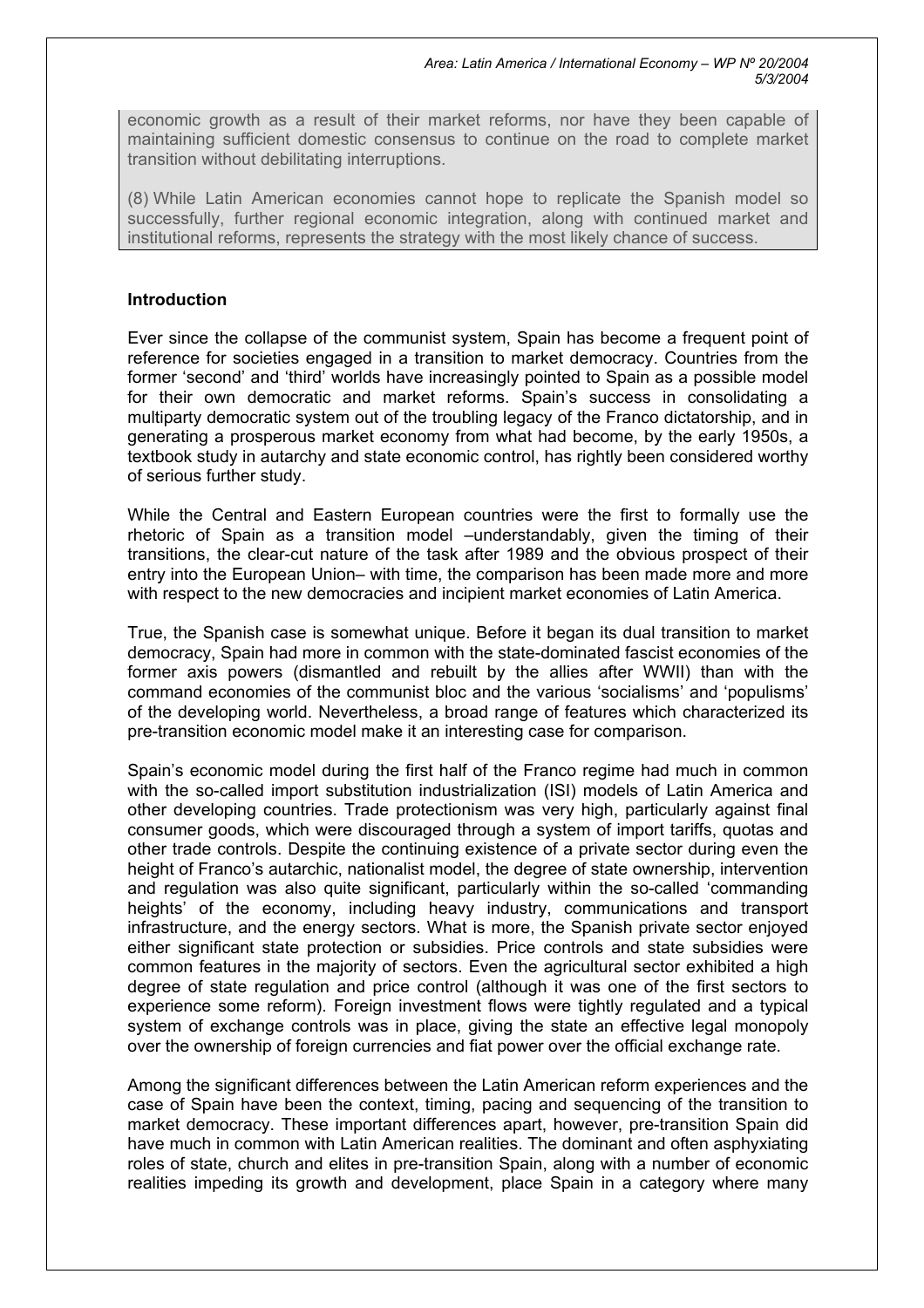economic growth as a result of their market reforms, nor have they been capable of maintaining sufficient domestic consensus to continue on the road to complete market transition without debilitating interruptions.

(8) While Latin American economies cannot hope to replicate the Spanish model so successfully, further regional economic integration, along with continued market and institutional reforms, represents the strategy with the most likely chance of success.

## Introduction

Ever since the collapse of the communist system, Spain has become a frequent point of reference for societies engaged in a transition to market democracy. Countries from the former 'second' and 'third' worlds have increasingly pointed to Spain as a possible model for their own democratic and market reforms. Spain's success in consolidating a multiparty democratic system out of the troubling legacy of the Franco dictatorship, and in generating a prosperous market economy from what had become, by the early 1950s, a textbook study in autarchy and state economic control, has rightly been considered worthy of serious further study.

While the Central and Eastern European countries were the first to formally use the rhetoric of Spain as a transition model –understandably, given the timing of their transitions, the clear-cut nature of the task after 1989 and the obvious prospect of their entry into the European Union– with time, the comparison has been made more and more with respect to the new democracies and incipient market economies of Latin America.

True, the Spanish case is somewhat unique. Before it began its dual transition to market democracy, Spain had more in common with the state-dominated fascist economies of the former axis powers (dismantled and rebuilt by the allies after WWII) than with the command economies of the communist bloc and the various 'socialisms' and 'populisms' of the developing world. Nevertheless, a broad range of features which characterized its pre-transition economic model make it an interesting case for comparison.

Spain's economic model during the first half of the Franco regime had much in common with the so-called import substitution industrialization (ISI) models of Latin America and other developing countries. Trade protectionism was very high, particularly against final consumer goods, which were discouraged through a system of import tariffs, quotas and other trade controls. Despite the continuing existence of a private sector during even the height of Franco's autarchic, nationalist model, the degree of state ownership, intervention and regulation was also quite significant, particularly within the so-called 'commanding heights' of the economy, including heavy industry, communications and transport infrastructure, and the energy sectors. What is more, the Spanish private sector enjoyed either significant state protection or subsidies. Price controls and state subsidies were common features in the majority of sectors. Even the agricultural sector exhibited a high degree of state regulation and price control (although it was one of the first sectors to experience some reform). Foreign investment flows were tightly regulated and a typical system of exchange controls was in place, giving the state an effective legal monopoly over the ownership of foreign currencies and fiat power over the official exchange rate.

Among the significant differences between the Latin American reform experiences and the case of Spain have been the context, timing, pacing and sequencing of the transition to market democracy. These important differences apart, however, pre-transition Spain did have much in common with Latin American realities. The dominant and often asphyxiating roles of state, church and elites in pre-transition Spain, along with a number of economic realities impeding its growth and development, place Spain in a category where many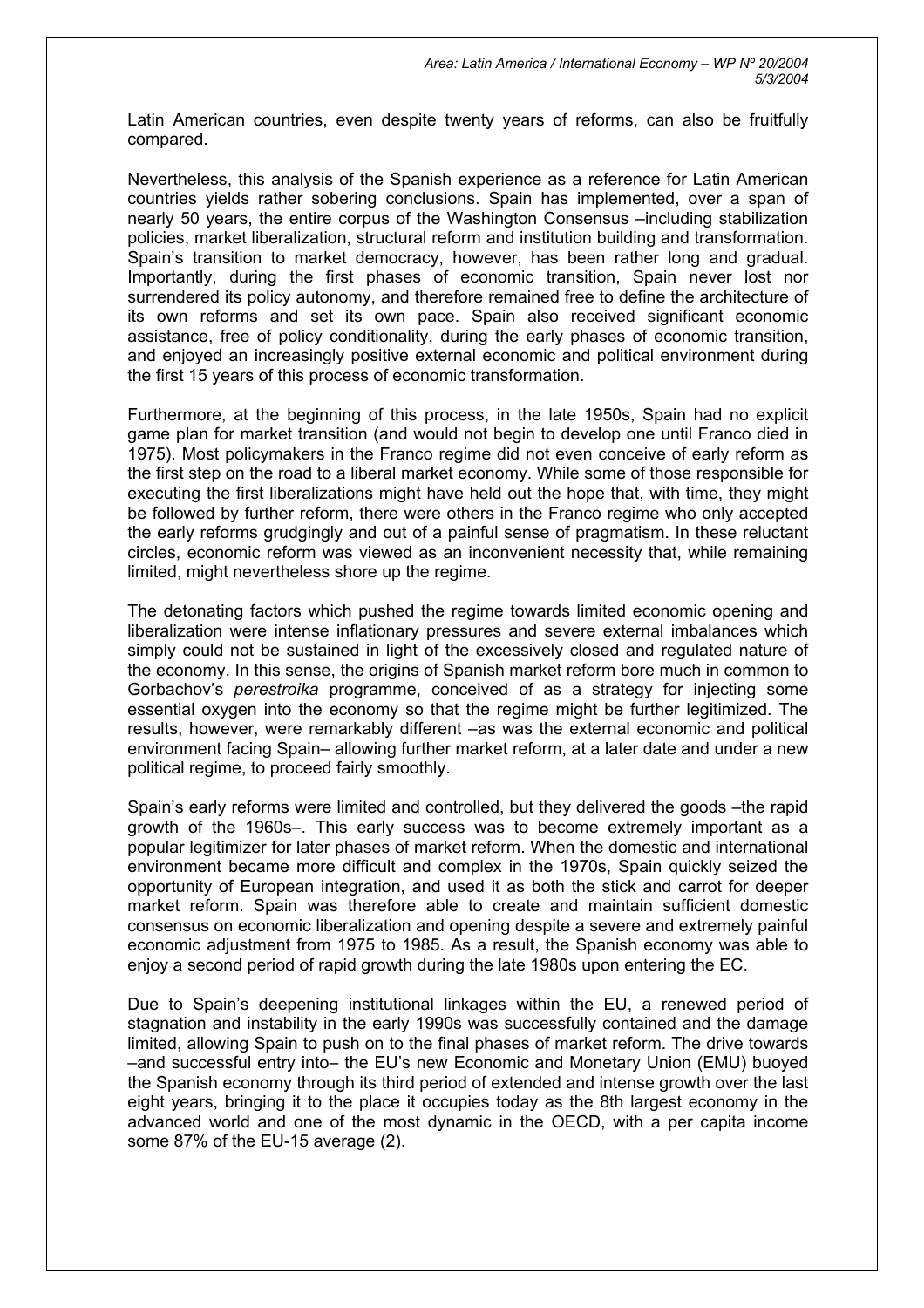Latin American countries, even despite twenty years of reforms, can also be fruitfully compared.

Nevertheless, this analysis of the Spanish experience as a reference for Latin American countries yields rather sobering conclusions. Spain has implemented, over a span of nearly 50 years, the entire corpus of the Washington Consensus –including stabilization policies, market liberalization, structural reform and institution building and transformation. Spain's transition to market democracy, however, has been rather long and gradual. Importantly, during the first phases of economic transition, Spain never lost nor surrendered its policy autonomy, and therefore remained free to define the architecture of its own reforms and set its own pace. Spain also received significant economic assistance, free of policy conditionality, during the early phases of economic transition, and enjoyed an increasingly positive external economic and political environment during the first 15 years of this process of economic transformation.

Furthermore, at the beginning of this process, in the late 1950s, Spain had no explicit game plan for market transition (and would not begin to develop one until Franco died in 1975). Most policymakers in the Franco regime did not even conceive of early reform as the first step on the road to a liberal market economy. While some of those responsible for executing the first liberalizations might have held out the hope that, with time, they might be followed by further reform, there were others in the Franco regime who only accepted the early reforms grudgingly and out of a painful sense of pragmatism. In these reluctant circles, economic reform was viewed as an inconvenient necessity that, while remaining limited, might nevertheless shore up the regime.

The detonating factors which pushed the regime towards limited economic opening and liberalization were intense inflationary pressures and severe external imbalances which simply could not be sustained in light of the excessively closed and regulated nature of the economy. In this sense, the origins of Spanish market reform bore much in common to Gorbachov's *perestroika* programme, conceived of as a strategy for injecting some essential oxygen into the economy so that the regime might be further legitimized. The results, however, were remarkably different –as was the external economic and political environment facing Spain– allowing further market reform, at a later date and under a new political regime, to proceed fairly smoothly.

Spain's early reforms were limited and controlled, but they delivered the goods –the rapid growth of the 1960s–. This early success was to become extremely important as a popular legitimizer for later phases of market reform. When the domestic and international environment became more difficult and complex in the 1970s, Spain quickly seized the opportunity of European integration, and used it as both the stick and carrot for deeper market reform. Spain was therefore able to create and maintain sufficient domestic consensus on economic liberalization and opening despite a severe and extremely painful economic adjustment from 1975 to 1985. As a result, the Spanish economy was able to enjoy a second period of rapid growth during the late 1980s upon entering the EC.

Due to Spain's deepening institutional linkages within the EU, a renewed period of stagnation and instability in the early 1990s was successfully contained and the damage limited, allowing Spain to push on to the final phases of market reform. The drive towards –and successful entry into– the EU's new Economic and Monetary Union (EMU) buoyed the Spanish economy through its third period of extended and intense growth over the last eight years, bringing it to the place it occupies today as the 8th largest economy in the advanced world and one of the most dynamic in the OECD, with a per capita income some 87% of the EU-15 average (2).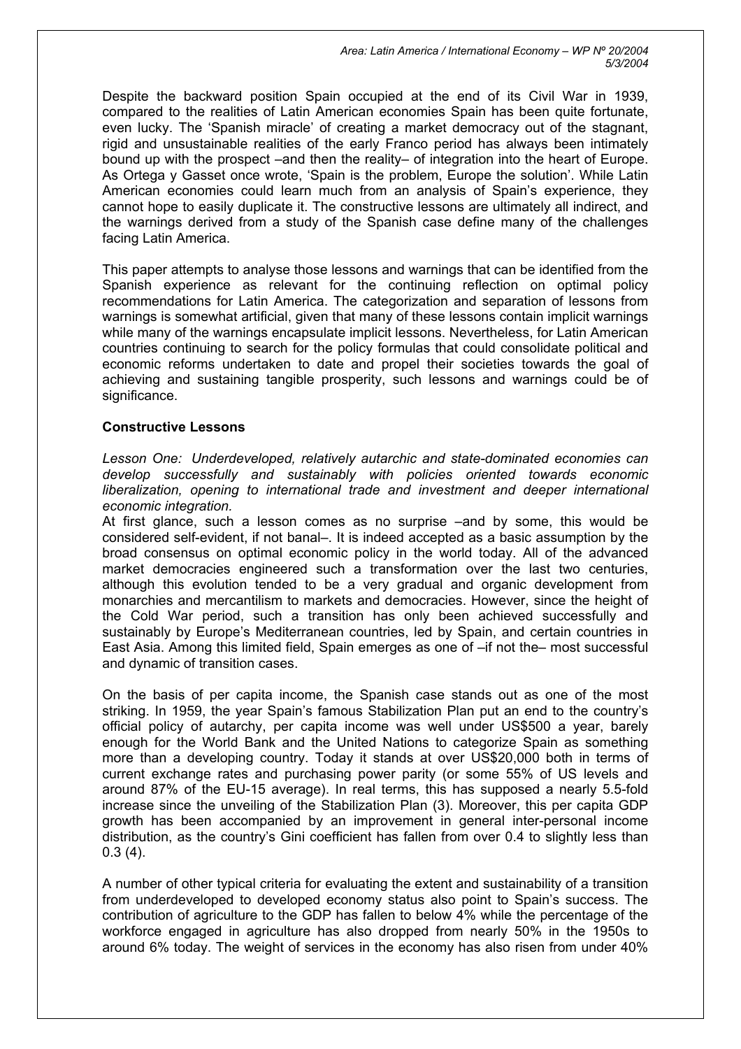Despite the backward position Spain occupied at the end of its Civil War in 1939, compared to the realities of Latin American economies Spain has been quite fortunate, even lucky. The 'Spanish miracle' of creating a market democracy out of the stagnant, rigid and unsustainable realities of the early Franco period has always been intimately bound up with the prospect –and then the reality– of integration into the heart of Europe. As Ortega y Gasset once wrote, 'Spain is the problem, Europe the solution'. While Latin American economies could learn much from an analysis of Spain's experience, they cannot hope to easily duplicate it. The constructive lessons are ultimately all indirect, and the warnings derived from a study of the Spanish case define many of the challenges facing Latin America.

This paper attempts to analyse those lessons and warnings that can be identified from the Spanish experience as relevant for the continuing reflection on optimal policy recommendations for Latin America. The categorization and separation of lessons from warnings is somewhat artificial, given that many of these lessons contain implicit warnings while many of the warnings encapsulate implicit lessons. Nevertheless, for Latin American countries continuing to search for the policy formulas that could consolidate political and economic reforms undertaken to date and propel their societies towards the goal of achieving and sustaining tangible prosperity, such lessons and warnings could be of significance.

**Constructive Lessons**

*Lesson One: Underdeveloped, relatively autarchic and state-dominated economies can develop successfully and sustainably with policies oriented towards economic liberalization, opening to international trade and investment and deeper international economic integration.*

At first glance, such a lesson comes as no surprise –and by some, this would be considered self-evident, if not banal–. It is indeed accepted as a basic assumption by the broad consensus on optimal economic policy in the world today. All of the advanced market democracies engineered such a transformation over the last two centuries, although this evolution tended to be a very gradual and organic development from monarchies and mercantilism to markets and democracies. However, since the height of the Cold War period, such a transition has only been achieved successfully and sustainably by Europe's Mediterranean countries, led by Spain, and certain countries in East Asia. Among this limited field, Spain emerges as one of –if not the– most successful and dynamic of transition cases.

On the basis of per capita income, the Spanish case stands out as one of the most striking. In 1959, the year Spain's famous Stabilization Plan put an end to the country's official policy of autarchy, per capita income was well under US$500 a year, barely enough for the World Bank and the United Nations to categorize Spain as something more than a developing country. Today it stands at over US$20,000 both in terms of current exchange rates and purchasing power parity (or some 55% of US levels and around 87% of the EU-15 average). In real terms, this has supposed a nearly 5.5-fold increase since the unveiling of the Stabilization Plan (3). Moreover, this per capita GDP growth has been accompanied by an improvement in general inter-personal income distribution, as the country's Gini coefficient has fallen from over 0.4 to slightly less than 0.3 (4).

A number of other typical criteria for evaluating the extent and sustainability of a transition from underdeveloped to developed economy status also point to Spain's success. The contribution of agriculture to the GDP has fallen to below 4% while the percentage of the workforce engaged in agriculture has also dropped from nearly 50% in the 1950s to around 6% today. The weight of services in the economy has also risen from under 40%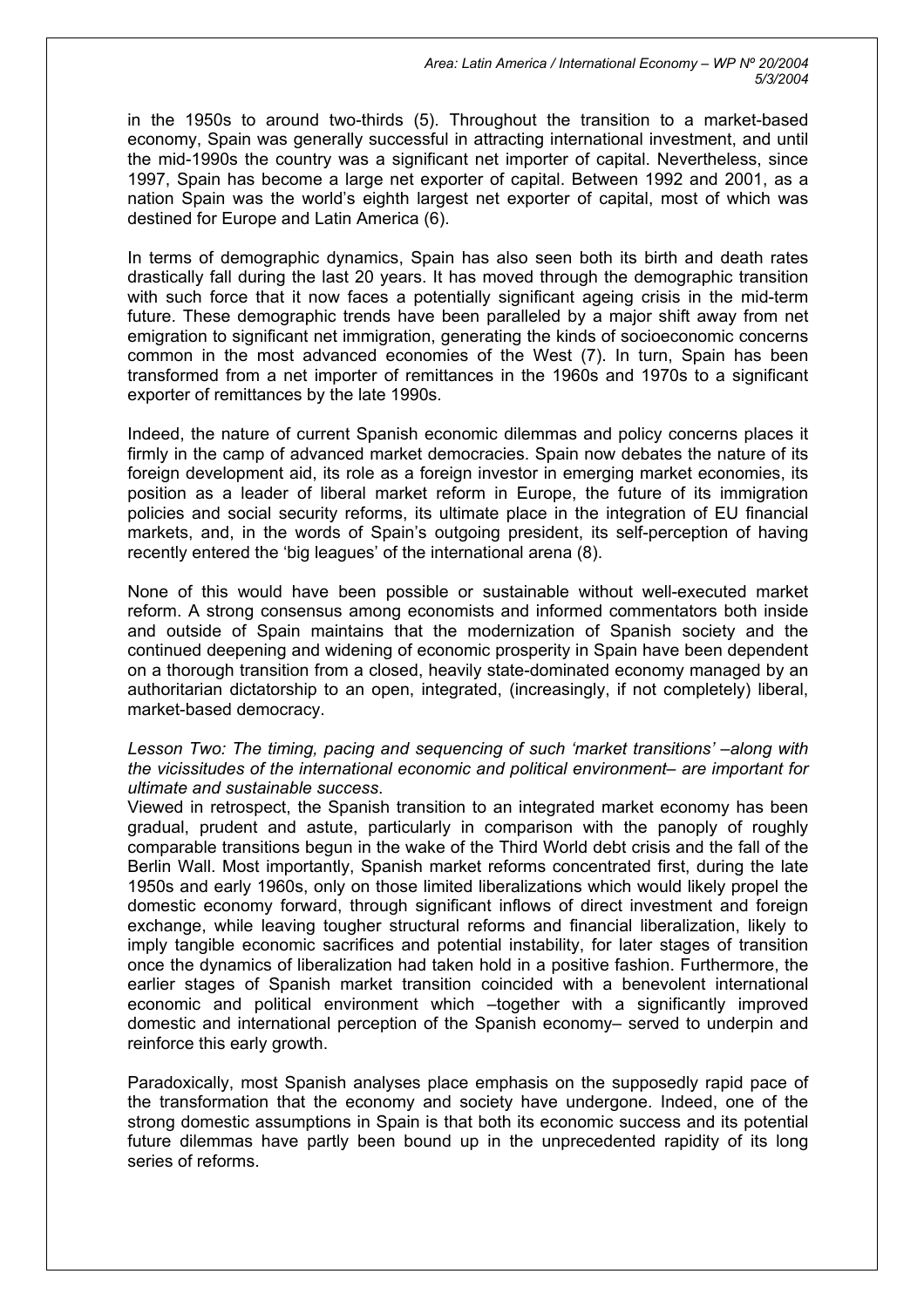in the 1950s to around two-thirds (5). Throughout the transition to a market-based economy, Spain was generally successful in attracting international investment, and until the mid-1990s the country was a significant net importer of capital. Nevertheless, since 1997, Spain has become a large net exporter of capital. Between 1992 and 2001, as a nation Spain was the world's eighth largest net exporter of capital, most of which was destined for Europe and Latin America (6).

In terms of demographic dynamics, Spain has also seen both its birth and death rates drastically fall during the last 20 years. It has moved through the demographic transition with such force that it now faces a potentially significant ageing crisis in the mid-term future. These demographic trends have been paralleled by a major shift away from net emigration to significant net immigration, generating the kinds of socioeconomic concerns common in the most advanced economies of the West (7). In turn, Spain has been transformed from a net importer of remittances in the 1960s and 1970s to a significant exporter of remittances by the late 1990s.

Indeed, the nature of current Spanish economic dilemmas and policy concerns places it firmly in the camp of advanced market democracies. Spain now debates the nature of its foreign development aid, its role as a foreign investor in emerging market economies, its position as a leader of liberal market reform in Europe, the future of its immigration policies and social security reforms, its ultimate place in the integration of EU financial markets, and, in the words of Spain's outgoing president, its self-perception of having recently entered the 'big leagues' of the international arena (8).

None of this would have been possible or sustainable without well-executed market reform. A strong consensus among economists and informed commentators both inside and outside of Spain maintains that the modernization of Spanish society and the continued deepening and widening of economic prosperity in Spain have been dependent on a thorough transition from a closed, heavily state-dominated economy managed by an authoritarian dictatorship to an open, integrated, (increasingly, if not completely) liberal, market-based democracy.

*Lesson Two: The timing, pacing and sequencing of such 'market transitions' –along with the vicissitudes of the international economic and political environment– are important for ultimate and sustainable success.*

Viewed in retrospect, the Spanish transition to an integrated market economy has been gradual, prudent and astute, particularly in comparison with the panoply of roughly comparable transitions begun in the wake of the Third World debt crisis and the fall of the Berlin Wall. Most importantly, Spanish market reforms concentrated first, during the late 1950s and early 1960s, only on those limited liberalizations which would likely propel the domestic economy forward, through significant inflows of direct investment and foreign exchange, while leaving tougher structural reforms and financial liberalization, likely to imply tangible economic sacrifices and potential instability, for later stages of transition once the dynamics of liberalization had taken hold in a positive fashion. Furthermore, the earlier stages of Spanish market transition coincided with a benevolent international economic and political environment which –together with a significantly improved domestic and international perception of the Spanish economy– served to underpin and reinforce this early growth.

Paradoxically, most Spanish analyses place emphasis on the supposedly rapid pace of the transformation that the economy and society have undergone. Indeed, one of the strong domestic assumptions in Spain is that both its economic success and its potential future dilemmas have partly been bound up in the unprecedented rapidity of its long series of reforms.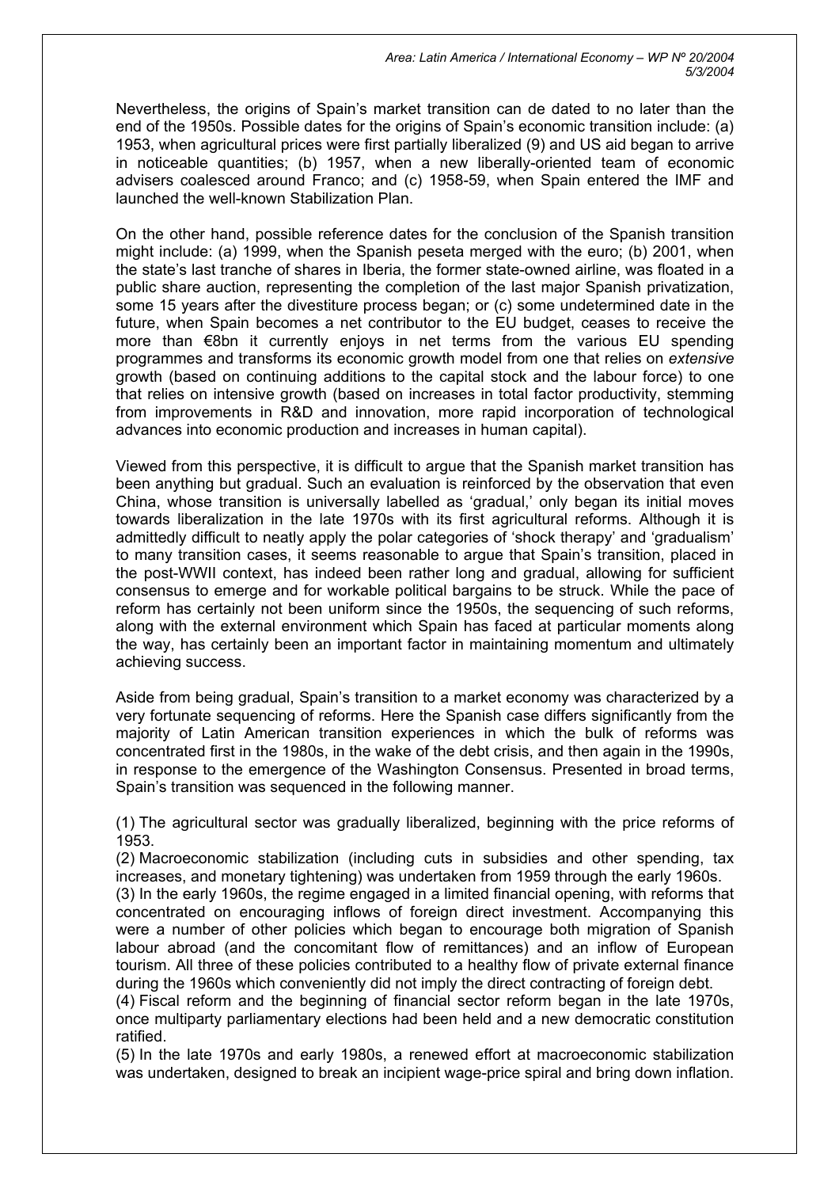Nevertheless, the origins of Spain's market transition can de dated to no later than the end of the 1950s. Possible dates for the origins of Spain's economic transition include: (a) 1953, when agricultural prices were first partially liberalized (9) and US aid began to arrive in noticeable quantities; (b) 1957, when a new liberally-oriented team of economic advisers coalesced around Franco; and (c) 1958-59, when Spain entered the IMF and launched the well-known Stabilization Plan.

On the other hand, possible reference dates for the conclusion of the Spanish transition might include: (a) 1999, when the Spanish peseta merged with the euro; (b) 2001, when the state's last tranche of shares in Iberia, the former state-owned airline, was floated in a public share auction, representing the completion of the last major Spanish privatization, some 15 years after the divestiture process began; or (c) some undetermined date in the future, when Spain becomes a net contributor to the EU budget, ceases to receive the more than €8bn it currently enjoys in net terms from the various EU spending programmes and transforms its economic growth model from one that relies on *extensive* growth (based on continuing additions to the capital stock and the labour force) to one that relies on intensive growth (based on increases in total factor productivity, stemming from improvements in R&D and innovation, more rapid incorporation of technological advances into economic production and increases in human capital).

Viewed from this perspective, it is difficult to argue that the Spanish market transition has been anything but gradual. Such an evaluation is reinforced by the observation that even China, whose transition is universally labelled as 'gradual,' only began its initial moves towards liberalization in the late 1970s with its first agricultural reforms. Although it is admittedly difficult to neatly apply the polar categories of 'shock therapy' and 'gradualism' to many transition cases, it seems reasonable to argue that Spain's transition, placed in the post-WWII context, has indeed been rather long and gradual, allowing for sufficient consensus to emerge and for workable political bargains to be struck. While the pace of reform has certainly not been uniform since the 1950s, the sequencing of such reforms, along with the external environment which Spain has faced at particular moments along the way, has certainly been an important factor in maintaining momentum and ultimately achieving success.

Aside from being gradual, Spain's transition to a market economy was characterized by a very fortunate sequencing of reforms. Here the Spanish case differs significantly from the majority of Latin American transition experiences in which the bulk of reforms was concentrated first in the 1980s, in the wake of the debt crisis, and then again in the 1990s, in response to the emergence of the Washington Consensus. Presented in broad terms, Spain's transition was sequenced in the following manner.

(1) The agricultural sector was gradually liberalized, beginning with the price reforms of 1953.

(2) Macroeconomic stabilization (including cuts in subsidies and other spending, tax increases, and monetary tightening) was undertaken from 1959 through the early 1960s.

(3) In the early 1960s, the regime engaged in a limited financial opening, with reforms that concentrated on encouraging inflows of foreign direct investment. Accompanying this were a number of other policies which began to encourage both migration of Spanish labour abroad (and the concomitant flow of remittances) and an inflow of European tourism. All three of these policies contributed to a healthy flow of private external finance during the 1960s which conveniently did not imply the direct contracting of foreign debt.

(4) Fiscal reform and the beginning of financial sector reform began in the late 1970s, once multiparty parliamentary elections had been held and a new democratic constitution ratified.

(5) In the late 1970s and early 1980s, a renewed effort at macroeconomic stabilization was undertaken, designed to break an incipient wage-price spiral and bring down inflation.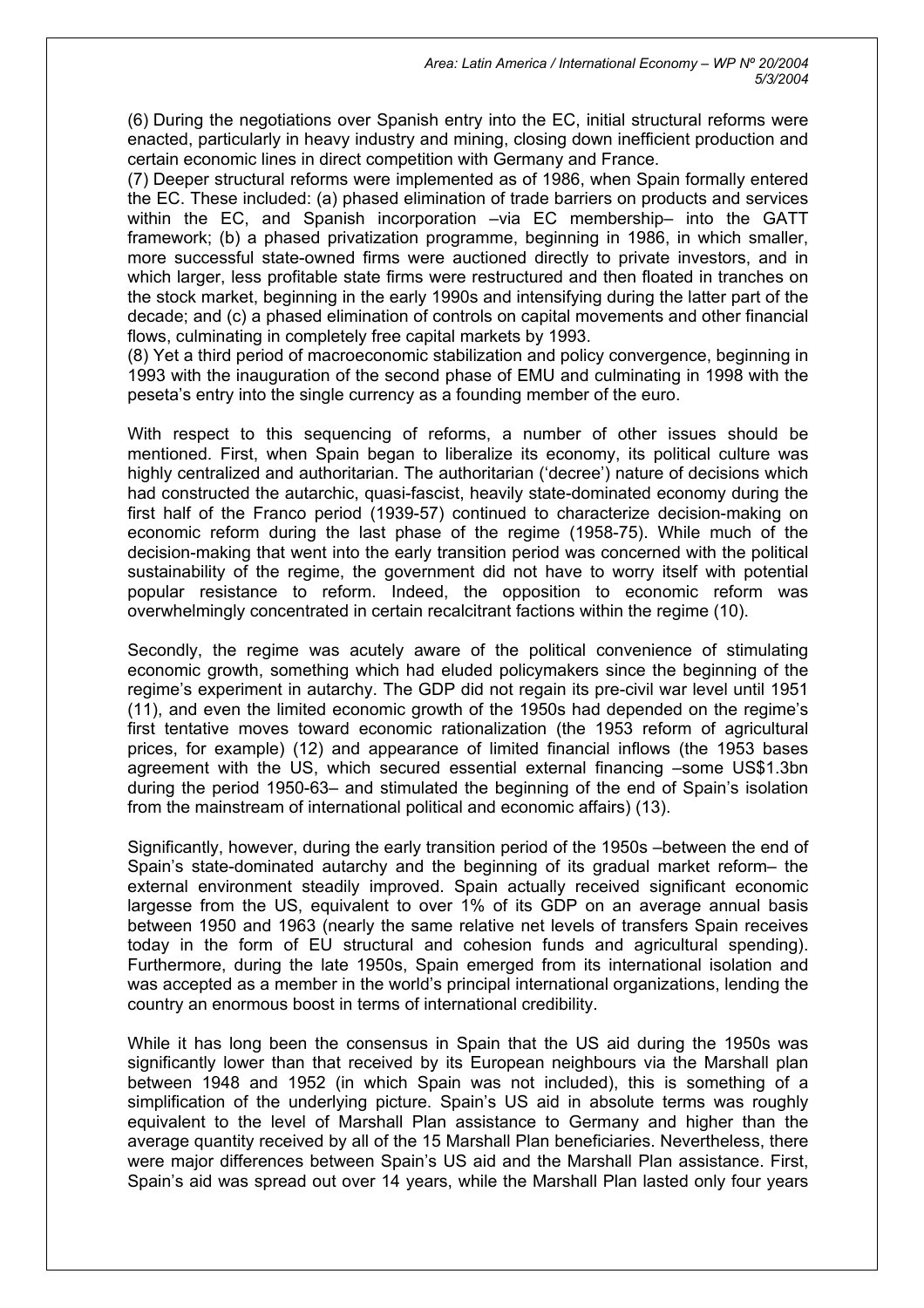(6) During the negotiations over Spanish entry into the EC, initial structural reforms were enacted, particularly in heavy industry and mining, closing down inefficient production and certain economic lines in direct competition with Germany and France.

(7) Deeper structural reforms were implemented as of 1986, when Spain formally entered the EC. These included: (a) phased elimination of trade barriers on products and services within the EC, and Spanish incorporation –via EC membership– into the GATT framework; (b) a phased privatization programme, beginning in 1986, in which smaller, more successful state-owned firms were auctioned directly to private investors, and in which larger, less profitable state firms were restructured and then floated in tranches on the stock market, beginning in the early 1990s and intensifying during the latter part of the decade; and (c) a phased elimination of controls on capital movements and other financial flows, culminating in completely free capital markets by 1993.

(8) Yet a third period of macroeconomic stabilization and policy convergence, beginning in 1993 with the inauguration of the second phase of EMU and culminating in 1998 with the peseta's entry into the single currency as a founding member of the euro.

With respect to this sequencing of reforms, a number of other issues should be mentioned. First, when Spain began to liberalize its economy, its political culture was highly centralized and authoritarian. The authoritarian ('decree') nature of decisions which had constructed the autarchic, quasi-fascist, heavily state-dominated economy during the first half of the Franco period (1939-57) continued to characterize decision-making on economic reform during the last phase of the regime (1958-75). While much of the decision-making that went into the early transition period was concerned with the political sustainability of the regime, the government did not have to worry itself with potential popular resistance to reform. Indeed, the opposition to economic reform was overwhelmingly concentrated in certain recalcitrant factions within the regime (10).

Secondly, the regime was acutely aware of the political convenience of stimulating economic growth, something which had eluded policymakers since the beginning of the regime's experiment in autarchy. The GDP did not regain its pre-civil war level until 1951 (11), and even the limited economic growth of the 1950s had depended on the regime's first tentative moves toward economic rationalization (the 1953 reform of agricultural prices, for example) (12) and appearance of limited financial inflows (the 1953 bases agreement with the US, which secured essential external financing –some US$1.3bn during the period 1950-63– and stimulated the beginning of the end of Spain's isolation from the mainstream of international political and economic affairs) (13).

Significantly, however, during the early transition period of the 1950s –between the end of Spain's state-dominated autarchy and the beginning of its gradual market reform– the external environment steadily improved. Spain actually received significant economic largesse from the US, equivalent to over 1% of its GDP on an average annual basis between 1950 and 1963 (nearly the same relative net levels of transfers Spain receives today in the form of EU structural and cohesion funds and agricultural spending). Furthermore, during the late 1950s, Spain emerged from its international isolation and was accepted as a member in the world's principal international organizations, lending the country an enormous boost in terms of international credibility.

While it has long been the consensus in Spain that the US aid during the 1950s was significantly lower than that received by its European neighbours via the Marshall plan between 1948 and 1952 (in which Spain was not included), this is something of a simplification of the underlying picture. Spain's US aid in absolute terms was roughly equivalent to the level of Marshall Plan assistance to Germany and higher than the average quantity received by all of the 15 Marshall Plan beneficiaries. Nevertheless, there were major differences between Spain's US aid and the Marshall Plan assistance. First, Spain's aid was spread out over 14 years, while the Marshall Plan lasted only four years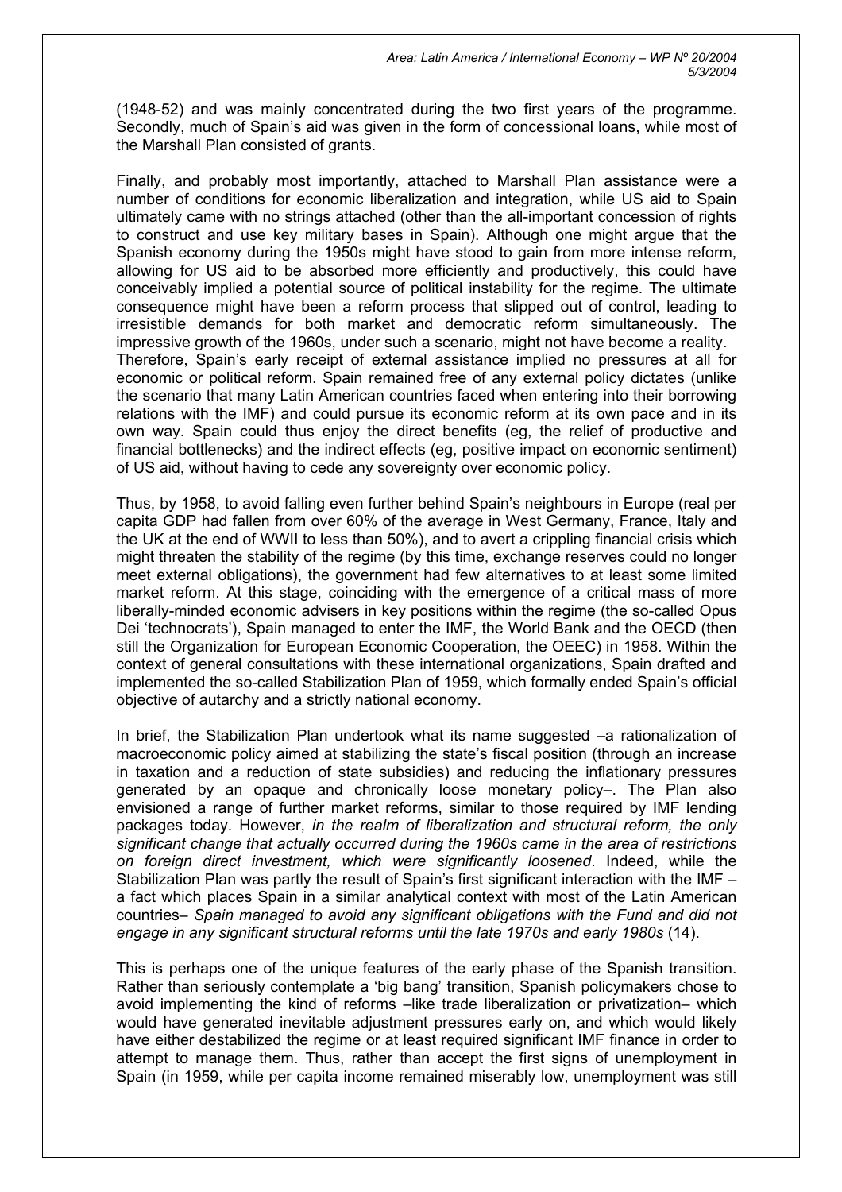(1948-52) and was mainly concentrated during the two first years of the programme. Secondly, much of Spain's aid was given in the form of concessional loans, while most of the Marshall Plan consisted of grants.

Finally, and probably most importantly, attached to Marshall Plan assistance were a number of conditions for economic liberalization and integration, while US aid to Spain ultimately came with no strings attached (other than the all-important concession of rights to construct and use key military bases in Spain). Although one might argue that the Spanish economy during the 1950s might have stood to gain from more intense reform, allowing for US aid to be absorbed more efficiently and productively, this could have conceivably implied a potential source of political instability for the regime. The ultimate consequence might have been a reform process that slipped out of control, leading to irresistible demands for both market and democratic reform simultaneously. The impressive growth of the 1960s, under such a scenario, might not have become a reality. Therefore, Spain's early receipt of external assistance implied no pressures at all for economic or political reform. Spain remained free of any external policy dictates (unlike the scenario that many Latin American countries faced when entering into their borrowing relations with the IMF) and could pursue its economic reform at its own pace and in its own way. Spain could thus enjoy the direct benefits (eg, the relief of productive and financial bottlenecks) and the indirect effects (eg, positive impact on economic sentiment) of US aid, without having to cede any sovereignty over economic policy.

Thus, by 1958, to avoid falling even further behind Spain's neighbours in Europe (real per capita GDP had fallen from over 60% of the average in West Germany, France, Italy and the UK at the end of WWII to less than 50%), and to avert a crippling financial crisis which might threaten the stability of the regime (by this time, exchange reserves could no longer meet external obligations), the government had few alternatives to at least some limited market reform. At this stage, coinciding with the emergence of a critical mass of more liberally-minded economic advisers in key positions within the regime (the so-called Opus Dei 'technocrats'), Spain managed to enter the IMF, the World Bank and the OECD (then still the Organization for European Economic Cooperation, the OEEC) in 1958. Within the context of general consultations with these international organizations, Spain drafted and implemented the so-called Stabilization Plan of 1959, which formally ended Spain's official objective of autarchy and a strictly national economy.

In brief, the Stabilization Plan undertook what its name suggested –a rationalization of macroeconomic policy aimed at stabilizing the state's fiscal position (through an increase in taxation and a reduction of state subsidies) and reducing the inflationary pressures generated by an opaque and chronically loose monetary policy–. The Plan also envisioned a range of further market reforms, similar to those required by IMF lending packages today. However, *in the realm of liberalization and structural reform, the only significant change that actually occurred during the 1960s came in the area of restrictions on foreign direct investment, which were significantly loosened*. Indeed, while the Stabilization Plan was partly the result of Spain's first significant interaction with the IMF – a fact which places Spain in a similar analytical context with most of the Latin American countries– *Spain managed to avoid any significant obligations with the Fund and did not engage in any significant structural reforms until the late 1970s and early 1980s* (14).

This is perhaps one of the unique features of the early phase of the Spanish transition. Rather than seriously contemplate a 'big bang' transition, Spanish policymakers chose to avoid implementing the kind of reforms –like trade liberalization or privatization– which would have generated inevitable adjustment pressures early on, and which would likely have either destabilized the regime or at least required significant IMF finance in order to attempt to manage them. Thus, rather than accept the first signs of unemployment in Spain (in 1959, while per capita income remained miserably low, unemployment was still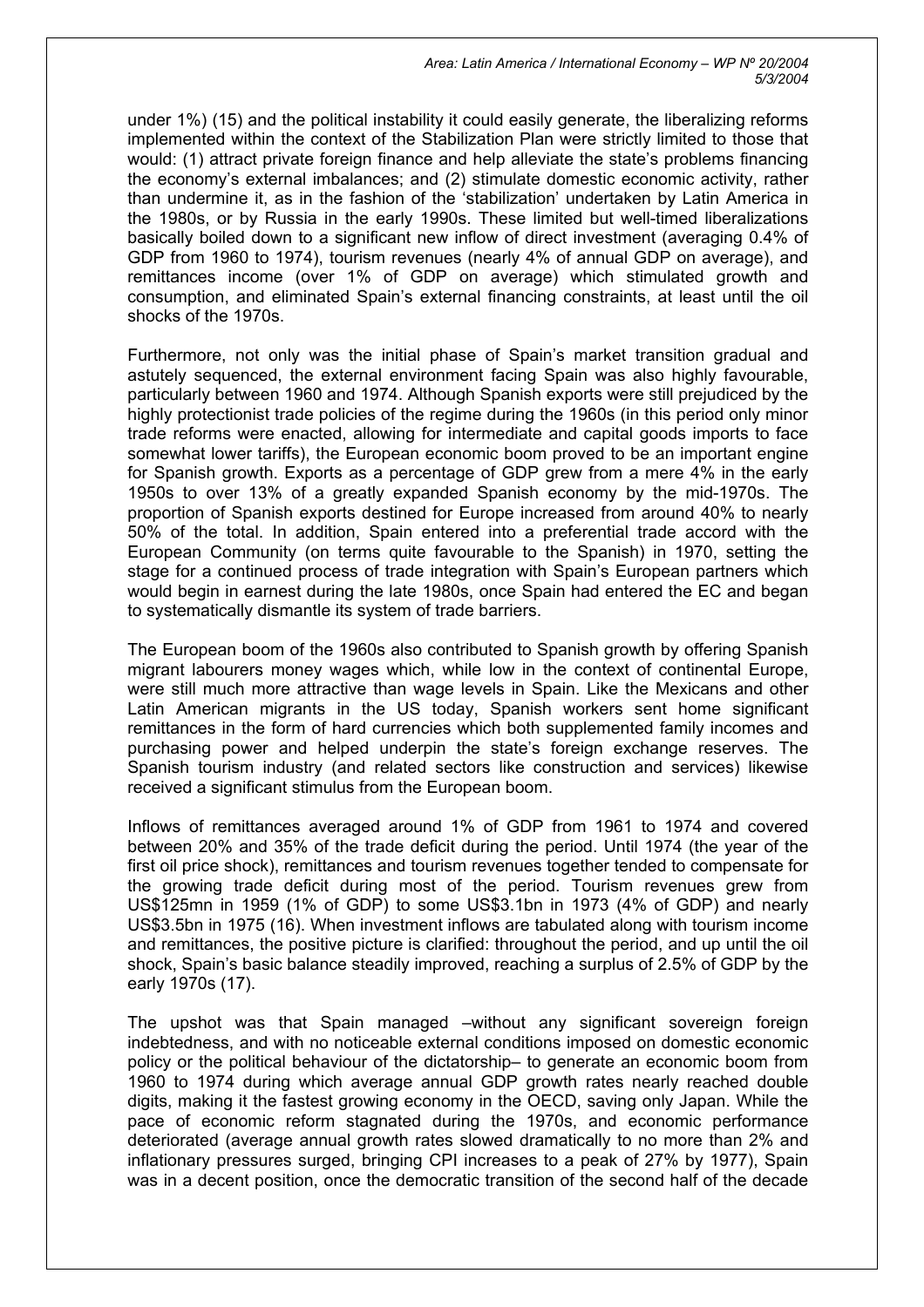under 1%) (15) and the political instability it could easily generate, the liberalizing reforms implemented within the context of the Stabilization Plan were strictly limited to those that would: (1) attract private foreign finance and help alleviate the state's problems financing the economy's external imbalances; and (2) stimulate domestic economic activity, rather than undermine it, as in the fashion of the 'stabilization' undertaken by Latin America in the 1980s, or by Russia in the early 1990s. These limited but well-timed liberalizations basically boiled down to a significant new inflow of direct investment (averaging 0.4% of GDP from 1960 to 1974), tourism revenues (nearly 4% of annual GDP on average), and remittances income (over 1% of GDP on average) which stimulated growth and consumption, and eliminated Spain's external financing constraints, at least until the oil shocks of the 1970s.

Furthermore, not only was the initial phase of Spain's market transition gradual and astutely sequenced, the external environment facing Spain was also highly favourable, particularly between 1960 and 1974. Although Spanish exports were still prejudiced by the highly protectionist trade policies of the regime during the 1960s (in this period only minor trade reforms were enacted, allowing for intermediate and capital goods imports to face somewhat lower tariffs), the European economic boom proved to be an important engine for Spanish growth. Exports as a percentage of GDP grew from a mere 4% in the early 1950s to over 13% of a greatly expanded Spanish economy by the mid-1970s. The proportion of Spanish exports destined for Europe increased from around 40% to nearly 50% of the total. In addition, Spain entered into a preferential trade accord with the European Community (on terms quite favourable to the Spanish) in 1970, setting the stage for a continued process of trade integration with Spain's European partners which would begin in earnest during the late 1980s, once Spain had entered the EC and began to systematically dismantle its system of trade barriers.

The European boom of the 1960s also contributed to Spanish growth by offering Spanish migrant labourers money wages which, while low in the context of continental Europe, were still much more attractive than wage levels in Spain. Like the Mexicans and other Latin American migrants in the US today, Spanish workers sent home significant remittances in the form of hard currencies which both supplemented family incomes and purchasing power and helped underpin the state's foreign exchange reserves. The Spanish tourism industry (and related sectors like construction and services) likewise received a significant stimulus from the European boom.

Inflows of remittances averaged around 1% of GDP from 1961 to 1974 and covered between 20% and 35% of the trade deficit during the period. Until 1974 (the year of the first oil price shock), remittances and tourism revenues together tended to compensate for the growing trade deficit during most of the period. Tourism revenues grew from US$125mn in 1959 (1% of GDP) to some US$3.1bn in 1973 (4% of GDP) and nearly US$3.5bn in 1975 (16). When investment inflows are tabulated along with tourism income and remittances, the positive picture is clarified: throughout the period, and up until the oil shock, Spain's basic balance steadily improved, reaching a surplus of 2.5% of GDP by the early 1970s (17).

The upshot was that Spain managed –without any significant sovereign foreign indebtedness, and with no noticeable external conditions imposed on domestic economic policy or the political behaviour of the dictatorship– to generate an economic boom from 1960 to 1974 during which average annual GDP growth rates nearly reached double digits, making it the fastest growing economy in the OECD, saving only Japan. While the pace of economic reform stagnated during the 1970s, and economic performance deteriorated (average annual growth rates slowed dramatically to no more than 2% and inflationary pressures surged, bringing CPI increases to a peak of 27% by 1977), Spain was in a decent position, once the democratic transition of the second half of the decade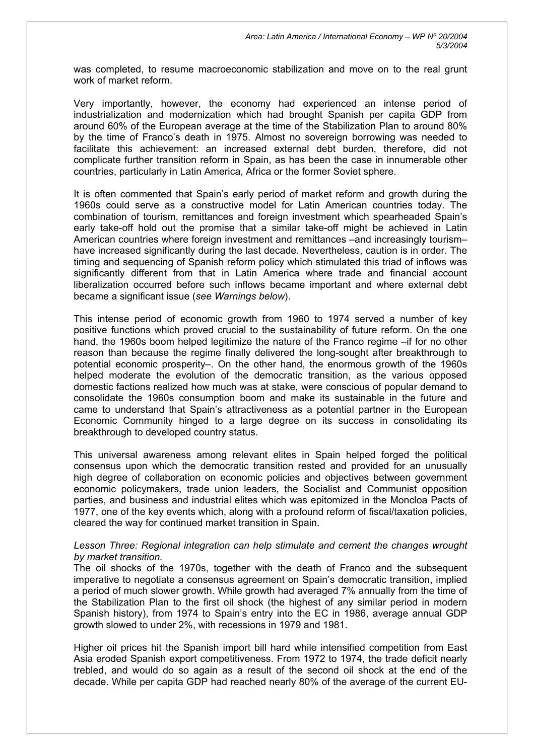was completed, to resume macroeconomic stabilization and move on to the real grunt work of market reform.

Very importantly, however, the economy had experienced an intense period of industrialization and modernization which had brought Spanish per capita GDP from around 60% of the European average at the time of the Stabilization Plan to around 80% by the time of Franco's death in 1975. Almost no sovereign borrowing was needed to facilitate this achievement: an increased external debt burden, therefore, did not complicate further transition reform in Spain, as has been the case in innumerable other countries, particularly in Latin America, Africa or the former Soviet sphere.

It is often commented that Spain's early period of market reform and growth during the 1960s could serve as a constructive model for Latin American countries today. The combination of tourism, remittances and foreign investment which spearheaded Spain's early take-off hold out the promise that a similar take-off might be achieved in Latin American countries where foreign investment and remittances –and increasingly tourism– have increased significantly during the last decade. Nevertheless, caution is in order. The timing and sequencing of Spanish reform policy which stimulated this triad of inflows was significantly different from that in Latin America where trade and financial account liberalization occurred before such inflows became important and where external debt became a significant issue (*see Warnings below*).

This intense period of economic growth from 1960 to 1974 served a number of key positive functions which proved crucial to the sustainability of future reform. On the one hand, the 1960s boom helped legitimize the nature of the Franco regime –if for no other reason than because the regime finally delivered the long-sought after breakthrough to potential economic prosperity–. On the other hand, the enormous growth of the 1960s helped moderate the evolution of the democratic transition, as the various opposed domestic factions realized how much was at stake, were conscious of popular demand to consolidate the 1960s consumption boom and make its sustainable in the future and came to understand that Spain's attractiveness as a potential partner in the European Economic Community hinged to a large degree on its success in consolidating its breakthrough to developed country status.

This universal awareness among relevant elites in Spain helped forged the political consensus upon which the democratic transition rested and provided for an unusually high degree of collaboration on economic policies and objectives between government economic policymakers, trade union leaders, the Socialist and Communist opposition parties, and business and industrial elites which was epitomized in the Moncloa Pacts of 1977, one of the key events which, along with a profound reform of fiscal/taxation policies, cleared the way for continued market transition in Spain.

*Lesson Three: Regional integration can help stimulate and cement the changes wrought by market transition.*

The oil shocks of the 1970s, together with the death of Franco and the subsequent imperative to negotiate a consensus agreement on Spain's democratic transition, implied a period of much slower growth. While growth had averaged 7% annually from the time of the Stabilization Plan to the first oil shock (the highest of any similar period in modern Spanish history), from 1974 to Spain's entry into the EC in 1986, average annual GDP growth slowed to under 2%, with recessions in 1979 and 1981.

Higher oil prices hit the Spanish import bill hard while intensified competition from East Asia eroded Spanish export competitiveness. From 1972 to 1974, the trade deficit nearly trebled, and would do so again as a result of the second oil shock at the end of the decade. While per capita GDP had reached nearly 80% of the average of the current EU-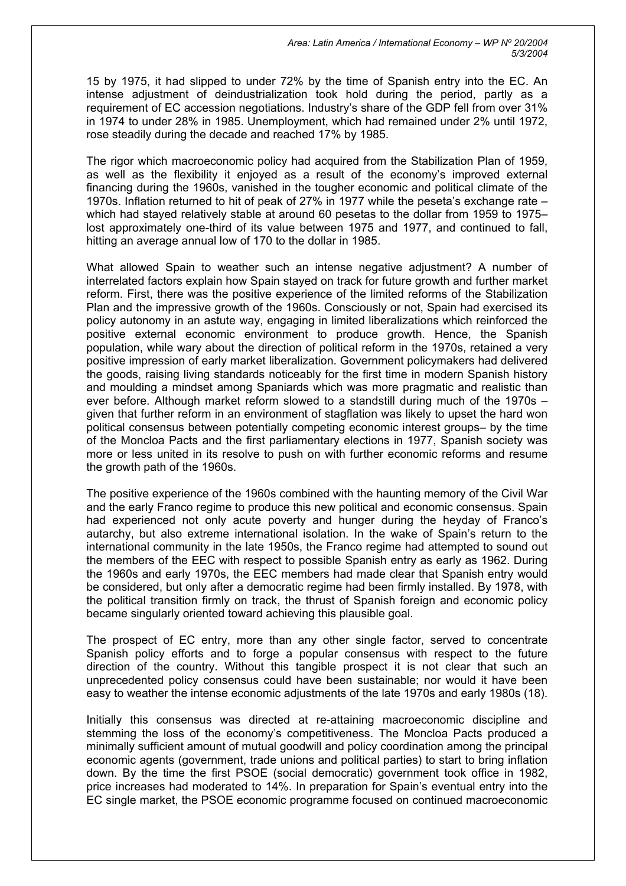15 by 1975, it had slipped to under 72% by the time of Spanish entry into the EC. An intense adjustment of deindustrialization took hold during the period, partly as a requirement of EC accession negotiations. Industry's share of the GDP fell from over 31% in 1974 to under 28% in 1985. Unemployment, which had remained under 2% until 1972, rose steadily during the decade and reached 17% by 1985.

The rigor which macroeconomic policy had acquired from the Stabilization Plan of 1959, as well as the flexibility it enjoyed as a result of the economy's improved external financing during the 1960s, vanished in the tougher economic and political climate of the 1970s. Inflation returned to hit of peak of 27% in 1977 while the peseta's exchange rate –which had stayed relatively stable at around 60 pesetas to the dollar from 1959 to 1975– lost approximately one-third of its value between 1975 and 1977, and continued to fall, hitting an average annual low of 170 to the dollar in 1985.

What allowed Spain to weather such an intense negative adjustment? A number of interrelated factors explain how Spain stayed on track for future growth and further market reform. First, there was the positive experience of the limited reforms of the Stabilization Plan and the impressive growth of the 1960s. Consciously or not, Spain had exercised its policy autonomy in an astute way, engaging in limited liberalizations which reinforced the positive external economic environment to produce growth. Hence, the Spanish population, while wary about the direction of political reform in the 1970s, retained a very positive impression of early market liberalization. Government policymakers had delivered the goods, raising living standards noticeably for the first time in modern Spanish history and moulding a mindset among Spaniards which was more pragmatic and realistic than ever before. Although market reform slowed to a standstill during much of the 1970s –given that further reform in an environment of stagflation was likely to upset the hard won political consensus between potentially competing economic interest groups– by the time of the Moncloa Pacts and the first parliamentary elections in 1977, Spanish society was more or less united in its resolve to push on with further economic reforms and resume the growth path of the 1960s.

The positive experience of the 1960s combined with the haunting memory of the Civil War and the early Franco regime to produce this new political and economic consensus. Spain had experienced not only acute poverty and hunger during the heyday of Franco's autarchy, but also extreme international isolation. In the wake of Spain's return to the international community in the late 1950s, the Franco regime had attempted to sound out the members of the EEC with respect to possible Spanish entry as early as 1962. During the 1960s and early 1970s, the EEC members had made clear that Spanish entry would be considered, but only after a democratic regime had been firmly installed. By 1978, with the political transition firmly on track, the thrust of Spanish foreign and economic policy became singularly oriented toward achieving this plausible goal.

The prospect of EC entry, more than any other single factor, served to concentrate Spanish policy efforts and to forge a popular consensus with respect to the future direction of the country. Without this tangible prospect it is not clear that such an unprecedented policy consensus could have been sustainable; nor would it have been easy to weather the intense economic adjustments of the late 1970s and early 1980s (18).

Initially this consensus was directed at re-attaining macroeconomic discipline and stemming the loss of the economy's competitiveness. The Moncloa Pacts produced a minimally sufficient amount of mutual goodwill and policy coordination among the principal economic agents (government, trade unions and political parties) to start to bring inflation down. By the time the first PSOE (social democratic) government took office in 1982, price increases had moderated to 14%. In preparation for Spain's eventual entry into the EC single market, the PSOE economic programme focused on continued macroeconomic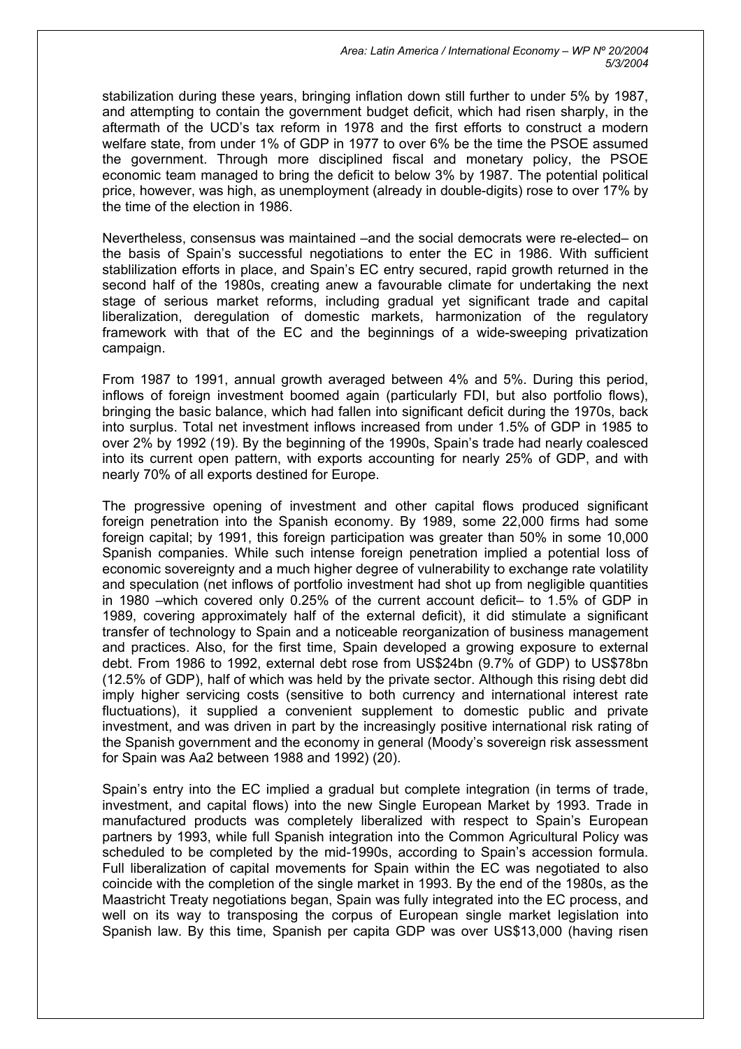stabilization during these years, bringing inflation down still further to under 5% by 1987, and attempting to contain the government budget deficit, which had risen sharply, in the aftermath of the UCD's tax reform in 1978 and the first efforts to construct a modern welfare state, from under 1% of GDP in 1977 to over 6% be the time the PSOE assumed the government. Through more disciplined fiscal and monetary policy, the PSOE economic team managed to bring the deficit to below 3% by 1987. The potential political price, however, was high, as unemployment (already in double-digits) rose to over 17% by the time of the election in 1986.

Nevertheless, consensus was maintained –and the social democrats were re-elected– on the basis of Spain's successful negotiations to enter the EC in 1986. With sufficient stablilization efforts in place, and Spain's EC entry secured, rapid growth returned in the second half of the 1980s, creating anew a favourable climate for undertaking the next stage of serious market reforms, including gradual yet significant trade and capital liberalization, deregulation of domestic markets, harmonization of the regulatory framework with that of the EC and the beginnings of a wide-sweeping privatization campaign.

From 1987 to 1991, annual growth averaged between 4% and 5%. During this period, inflows of foreign investment boomed again (particularly FDI, but also portfolio flows), bringing the basic balance, which had fallen into significant deficit during the 1970s, back into surplus. Total net investment inflows increased from under 1.5% of GDP in 1985 to over 2% by 1992 (19). By the beginning of the 1990s, Spain's trade had nearly coalesced into its current open pattern, with exports accounting for nearly 25% of GDP, and with nearly 70% of all exports destined for Europe.

The progressive opening of investment and other capital flows produced significant foreign penetration into the Spanish economy. By 1989, some 22,000 firms had some foreign capital; by 1991, this foreign participation was greater than 50% in some 10,000 Spanish companies. While such intense foreign penetration implied a potential loss of economic sovereignty and a much higher degree of vulnerability to exchange rate volatility and speculation (net inflows of portfolio investment had shot up from negligible quantities in 1980 –which covered only 0.25% of the current account deficit– to 1.5% of GDP in 1989, covering approximately half of the external deficit), it did stimulate a significant transfer of technology to Spain and a noticeable reorganization of business management and practices. Also, for the first time, Spain developed a growing exposure to external debt. From 1986 to 1992, external debt rose from US$24bn (9.7% of GDP) to US$78bn (12.5% of GDP), half of which was held by the private sector. Although this rising debt did imply higher servicing costs (sensitive to both currency and international interest rate fluctuations), it supplied a convenient supplement to domestic public and private investment, and was driven in part by the increasingly positive international risk rating of the Spanish government and the economy in general (Moody's sovereign risk assessment for Spain was Aa2 between 1988 and 1992) (20).

Spain's entry into the EC implied a gradual but complete integration (in terms of trade, investment, and capital flows) into the new Single European Market by 1993. Trade in manufactured products was completely liberalized with respect to Spain's European partners by 1993, while full Spanish integration into the Common Agricultural Policy was scheduled to be completed by the mid-1990s, according to Spain's accession formula. Full liberalization of capital movements for Spain within the EC was negotiated to also coincide with the completion of the single market in 1993. By the end of the 1980s, as the Maastricht Treaty negotiations began, Spain was fully integrated into the EC process, and well on its way to transposing the corpus of European single market legislation into Spanish law. By this time, Spanish per capita GDP was over US$13,000 (having risen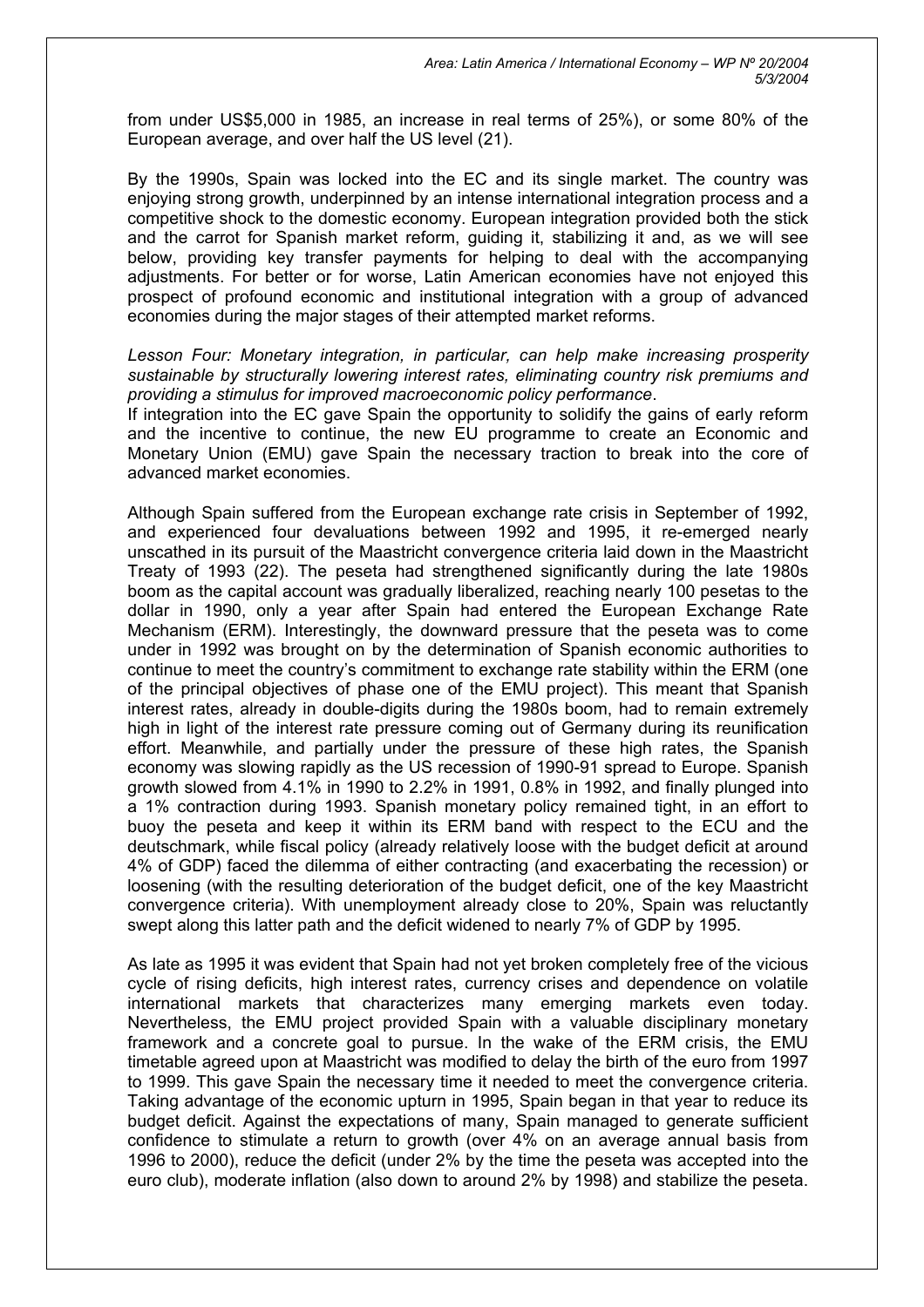from under US$5,000 in 1985, an increase in real terms of 25%), or some 80% of the European average, and over half the US level (21).

By the 1990s, Spain was locked into the EC and its single market. The country was enjoying strong growth, underpinned by an intense international integration process and a competitive shock to the domestic economy. European integration provided both the stick and the carrot for Spanish market reform, guiding it, stabilizing it and, as we will see below, providing key transfer payments for helping to deal with the accompanying adjustments. For better or for worse, Latin American economies have not enjoyed this prospect of profound economic and institutional integration with a group of advanced economies during the major stages of their attempted market reforms.

*Lesson Four: Monetary integration, in particular, can help make increasing prosperity sustainable by structurally lowering interest rates, eliminating country risk premiums and providing a stimulus for improved macroeconomic policy performance*.

If integration into the EC gave Spain the opportunity to solidify the gains of early reform and the incentive to continue, the new EU programme to create an Economic and Monetary Union (EMU) gave Spain the necessary traction to break into the core of advanced market economies.

Although Spain suffered from the European exchange rate crisis in September of 1992, and experienced four devaluations between 1992 and 1995, it re-emerged nearly unscathed in its pursuit of the Maastricht convergence criteria laid down in the Maastricht Treaty of 1993 (22). The peseta had strengthened significantly during the late 1980s boom as the capital account was gradually liberalized, reaching nearly 100 pesetas to the dollar in 1990, only a year after Spain had entered the European Exchange Rate Mechanism (ERM). Interestingly, the downward pressure that the peseta was to come under in 1992 was brought on by the determination of Spanish economic authorities to continue to meet the country's commitment to exchange rate stability within the ERM (one of the principal objectives of phase one of the EMU project). This meant that Spanish interest rates, already in double-digits during the 1980s boom, had to remain extremely high in light of the interest rate pressure coming out of Germany during its reunification effort. Meanwhile, and partially under the pressure of these high rates, the Spanish economy was slowing rapidly as the US recession of 1990-91 spread to Europe. Spanish growth slowed from 4.1% in 1990 to 2.2% in 1991, 0.8% in 1992, and finally plunged into a 1% contraction during 1993. Spanish monetary policy remained tight, in an effort to buoy the peseta and keep it within its ERM band with respect to the ECU and the deutschmark, while fiscal policy (already relatively loose with the budget deficit at around 4% of GDP) faced the dilemma of either contracting (and exacerbating the recession) or loosening (with the resulting deterioration of the budget deficit, one of the key Maastricht convergence criteria). With unemployment already close to 20%, Spain was reluctantly swept along this latter path and the deficit widened to nearly 7% of GDP by 1995.

As late as 1995 it was evident that Spain had not yet broken completely free of the vicious cycle of rising deficits, high interest rates, currency crises and dependence on volatile international markets that characterizes many emerging markets even today. Nevertheless, the EMU project provided Spain with a valuable disciplinary monetary framework and a concrete goal to pursue. In the wake of the ERM crisis, the EMU timetable agreed upon at Maastricht was modified to delay the birth of the euro from 1997 to 1999. This gave Spain the necessary time it needed to meet the convergence criteria. Taking advantage of the economic upturn in 1995, Spain began in that year to reduce its budget deficit. Against the expectations of many, Spain managed to generate sufficient confidence to stimulate a return to growth (over 4% on an average annual basis from 1996 to 2000), reduce the deficit (under 2% by the time the peseta was accepted into the euro club), moderate inflation (also down to around 2% by 1998) and stabilize the peseta.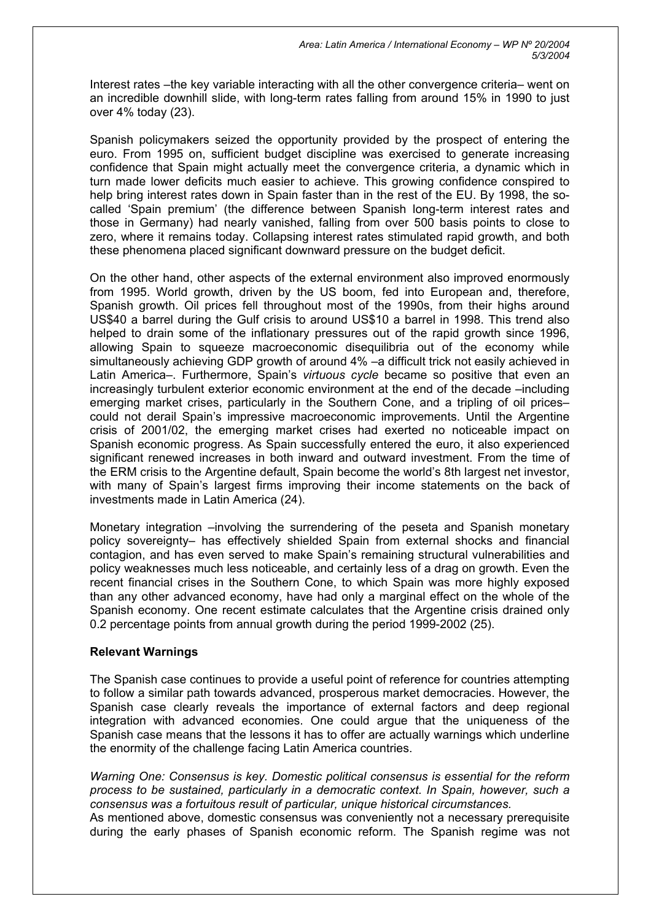Interest rates –the key variable interacting with all the other convergence criteria– went on an incredible downhill slide, with long-term rates falling from around 15% in 1990 to just over 4% today (23).

Spanish policymakers seized the opportunity provided by the prospect of entering the euro. From 1995 on, sufficient budget discipline was exercised to generate increasing confidence that Spain might actually meet the convergence criteria, a dynamic which in turn made lower deficits much easier to achieve. This growing confidence conspired to help bring interest rates down in Spain faster than in the rest of the EU. By 1998, the so-called 'Spain premium' (the difference between Spanish long-term interest rates and those in Germany) had nearly vanished, falling from over 500 basis points to close to zero, where it remains today. Collapsing interest rates stimulated rapid growth, and both these phenomena placed significant downward pressure on the budget deficit.

On the other hand, other aspects of the external environment also improved enormously from 1995. World growth, driven by the US boom, fed into European and, therefore, Spanish growth. Oil prices fell throughout most of the 1990s, from their highs around US$40 a barrel during the Gulf crisis to around US$10 a barrel in 1998. This trend also helped to drain some of the inflationary pressures out of the rapid growth since 1996, allowing Spain to squeeze macroeconomic disequilibria out of the economy while simultaneously achieving GDP growth of around 4% –a difficult trick not easily achieved in Latin America–. Furthermore, Spain's *virtuous cycle* became so positive that even an increasingly turbulent exterior economic environment at the end of the decade –including emerging market crises, particularly in the Southern Cone, and a tripling of oil prices– could not derail Spain's impressive macroeconomic improvements. Until the Argentine crisis of 2001/02, the emerging market crises had exerted no noticeable impact on Spanish economic progress. As Spain successfully entered the euro, it also experienced significant renewed increases in both inward and outward investment. From the time of the ERM crisis to the Argentine default, Spain become the world's 8th largest net investor, with many of Spain's largest firms improving their income statements on the back of investments made in Latin America (24).

Monetary integration –involving the surrendering of the peseta and Spanish monetary policy sovereignty– has effectively shielded Spain from external shocks and financial contagion, and has even served to make Spain's remaining structural vulnerabilities and policy weaknesses much less noticeable, and certainly less of a drag on growth. Even the recent financial crises in the Southern Cone, to which Spain was more highly exposed than any other advanced economy, have had only a marginal effect on the whole of the Spanish economy. One recent estimate calculates that the Argentine crisis drained only 0.2 percentage points from annual growth during the period 1999-2002 (25).

**Relevant Warnings**

The Spanish case continues to provide a useful point of reference for countries attempting to follow a similar path towards advanced, prosperous market democracies. However, the Spanish case clearly reveals the importance of external factors and deep regional integration with advanced economies. One could argue that the uniqueness of the Spanish case means that the lessons it has to offer are actually warnings which underline the enormity of the challenge facing Latin America countries.

*Warning One: Consensus is key. Domestic political consensus is essential for the reform process to be sustained, particularly in a democratic context. In Spain, however, such a consensus was a fortuitous result of particular, unique historical circumstances.*
As mentioned above, domestic consensus was conveniently not a necessary prerequisite during the early phases of Spanish economic reform. The Spanish regime was not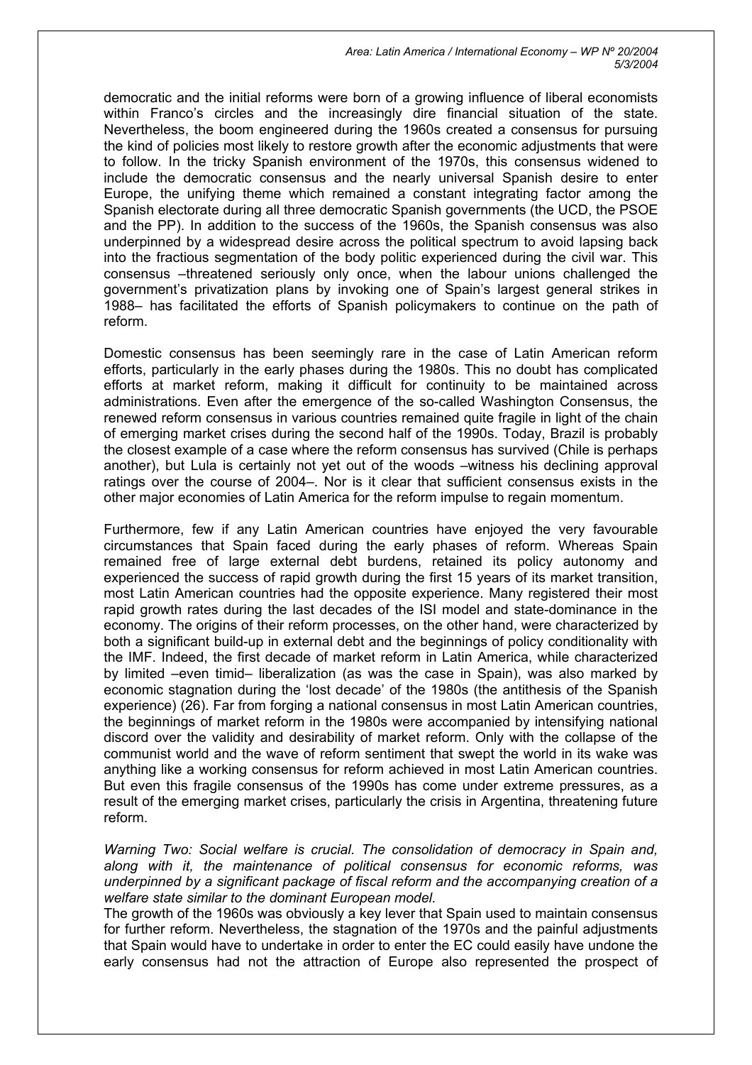democratic and the initial reforms were born of a growing influence of liberal economists within Franco's circles and the increasingly dire financial situation of the state. Nevertheless, the boom engineered during the 1960s created a consensus for pursuing the kind of policies most likely to restore growth after the economic adjustments that were to follow. In the tricky Spanish environment of the 1970s, this consensus widened to include the democratic consensus and the nearly universal Spanish desire to enter Europe, the unifying theme which remained a constant integrating factor among the Spanish electorate during all three democratic Spanish governments (the UCD, the PSOE and the PP). In addition to the success of the 1960s, the Spanish consensus was also underpinned by a widespread desire across the political spectrum to avoid lapsing back into the fractious segmentation of the body politic experienced during the civil war. This consensus –threatened seriously only once, when the labour unions challenged the government's privatization plans by invoking one of Spain's largest general strikes in 1988– has facilitated the efforts of Spanish policymakers to continue on the path of reform.

Domestic consensus has been seemingly rare in the case of Latin American reform efforts, particularly in the early phases during the 1980s. This no doubt has complicated efforts at market reform, making it difficult for continuity to be maintained across administrations. Even after the emergence of the so-called Washington Consensus, the renewed reform consensus in various countries remained quite fragile in light of the chain of emerging market crises during the second half of the 1990s. Today, Brazil is probably the closest example of a case where the reform consensus has survived (Chile is perhaps another), but Lula is certainly not yet out of the woods –witness his declining approval ratings over the course of 2004–. Nor is it clear that sufficient consensus exists in the other major economies of Latin America for the reform impulse to regain momentum.

Furthermore, few if any Latin American countries have enjoyed the very favourable circumstances that Spain faced during the early phases of reform. Whereas Spain remained free of large external debt burdens, retained its policy autonomy and experienced the success of rapid growth during the first 15 years of its market transition, most Latin American countries had the opposite experience. Many registered their most rapid growth rates during the last decades of the ISI model and state-dominance in the economy. The origins of their reform processes, on the other hand, were characterized by both a significant build-up in external debt and the beginnings of policy conditionality with the IMF. Indeed, the first decade of market reform in Latin America, while characterized by limited –even timid– liberalization (as was the case in Spain), was also marked by economic stagnation during the 'lost decade' of the 1980s (the antithesis of the Spanish experience) (26). Far from forging a national consensus in most Latin American countries, the beginnings of market reform in the 1980s were accompanied by intensifying national discord over the validity and desirability of market reform. Only with the collapse of the communist world and the wave of reform sentiment that swept the world in its wake was anything like a working consensus for reform achieved in most Latin American countries. But even this fragile consensus of the 1990s has come under extreme pressures, as a result of the emerging market crises, particularly the crisis in Argentina, threatening future reform.

*Warning Two: Social welfare is crucial. The consolidation of democracy in Spain and, along with it, the maintenance of political consensus for economic reforms, was underpinned by a significant package of fiscal reform and the accompanying creation of a welfare state similar to the dominant European model.*

The growth of the 1960s was obviously a key lever that Spain used to maintain consensus for further reform. Nevertheless, the stagnation of the 1970s and the painful adjustments that Spain would have to undertake in order to enter the EC could easily have undone the early consensus had not the attraction of Europe also represented the prospect of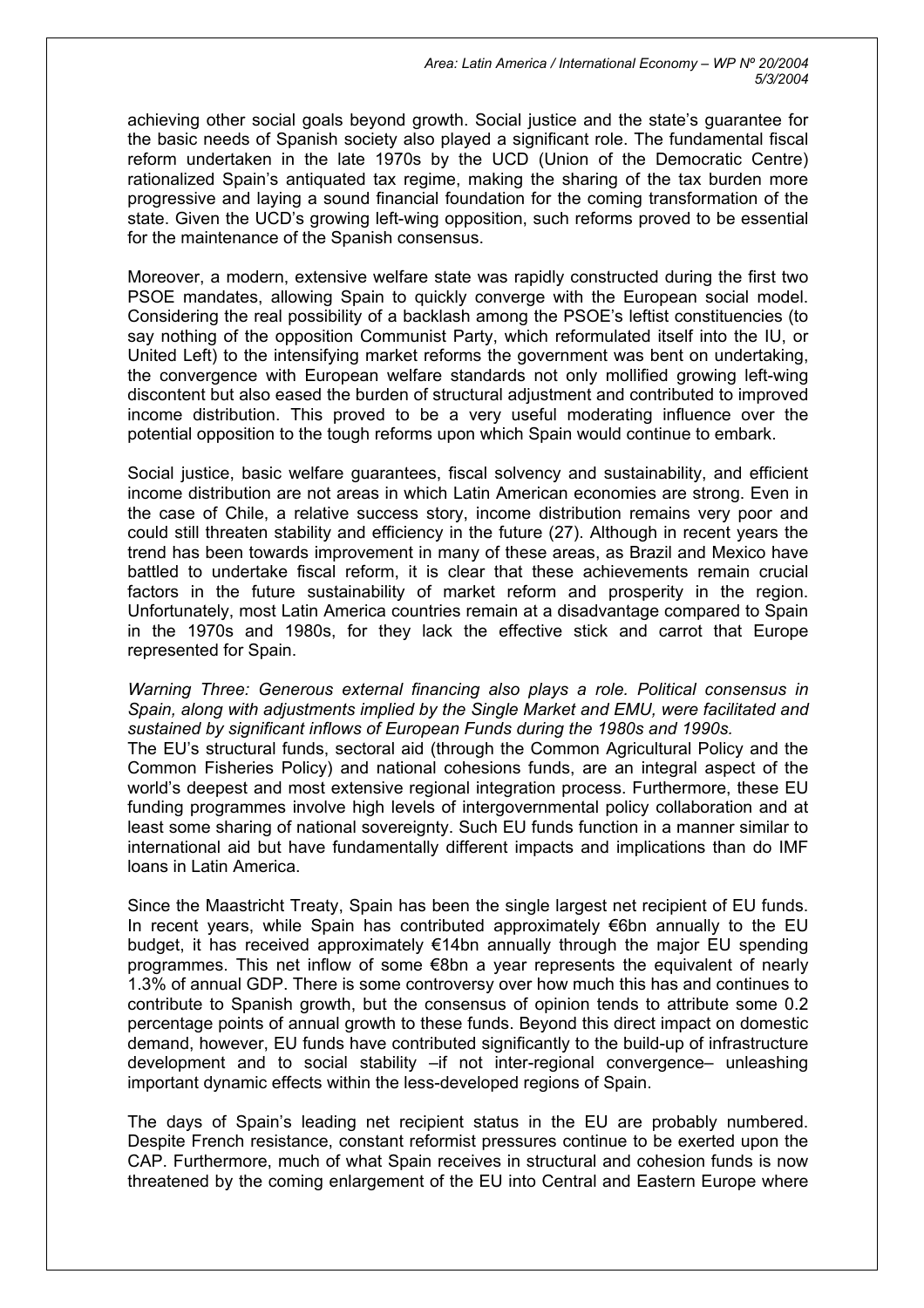achieving other social goals beyond growth. Social justice and the state's guarantee for the basic needs of Spanish society also played a significant role. The fundamental fiscal reform undertaken in the late 1970s by the UCD (Union of the Democratic Centre) rationalized Spain's antiquated tax regime, making the sharing of the tax burden more progressive and laying a sound financial foundation for the coming transformation of the state. Given the UCD's growing left-wing opposition, such reforms proved to be essential for the maintenance of the Spanish consensus.

Moreover, a modern, extensive welfare state was rapidly constructed during the first two PSOE mandates, allowing Spain to quickly converge with the European social model. Considering the real possibility of a backlash among the PSOE's leftist constituencies (to say nothing of the opposition Communist Party, which reformulated itself into the IU, or United Left) to the intensifying market reforms the government was bent on undertaking, the convergence with European welfare standards not only mollified growing left-wing discontent but also eased the burden of structural adjustment and contributed to improved income distribution. This proved to be a very useful moderating influence over the potential opposition to the tough reforms upon which Spain would continue to embark.

Social justice, basic welfare guarantees, fiscal solvency and sustainability, and efficient income distribution are not areas in which Latin American economies are strong. Even in the case of Chile, a relative success story, income distribution remains very poor and could still threaten stability and efficiency in the future (27). Although in recent years the trend has been towards improvement in many of these areas, as Brazil and Mexico have battled to undertake fiscal reform, it is clear that these achievements remain crucial factors in the future sustainability of market reform and prosperity in the region. Unfortunately, most Latin America countries remain at a disadvantage compared to Spain in the 1970s and 1980s, for they lack the effective stick and carrot that Europe represented for Spain.

*Warning Three: Generous external financing also plays a role. Political consensus in Spain, along with adjustments implied by the Single Market and EMU, were facilitated and sustained by significant inflows of European Funds during the 1980s and 1990s.*

The EU's structural funds, sectoral aid (through the Common Agricultural Policy and the Common Fisheries Policy) and national cohesions funds, are an integral aspect of the world's deepest and most extensive regional integration process. Furthermore, these EU funding programmes involve high levels of intergovernmental policy collaboration and at least some sharing of national sovereignty. Such EU funds function in a manner similar to international aid but have fundamentally different impacts and implications than do IMF loans in Latin America.

Since the Maastricht Treaty, Spain has been the single largest net recipient of EU funds. In recent years, while Spain has contributed approximately €6bn annually to the EU budget, it has received approximately €14bn annually through the major EU spending programmes. This net inflow of some €8bn a year represents the equivalent of nearly 1.3% of annual GDP. There is some controversy over how much this has and continues to contribute to Spanish growth, but the consensus of opinion tends to attribute some 0.2 percentage points of annual growth to these funds. Beyond this direct impact on domestic demand, however, EU funds have contributed significantly to the build-up of infrastructure development and to social stability –if not inter-regional convergence– unleashing important dynamic effects within the less-developed regions of Spain.

The days of Spain's leading net recipient status in the EU are probably numbered. Despite French resistance, constant reformist pressures continue to be exerted upon the CAP. Furthermore, much of what Spain receives in structural and cohesion funds is now threatened by the coming enlargement of the EU into Central and Eastern Europe where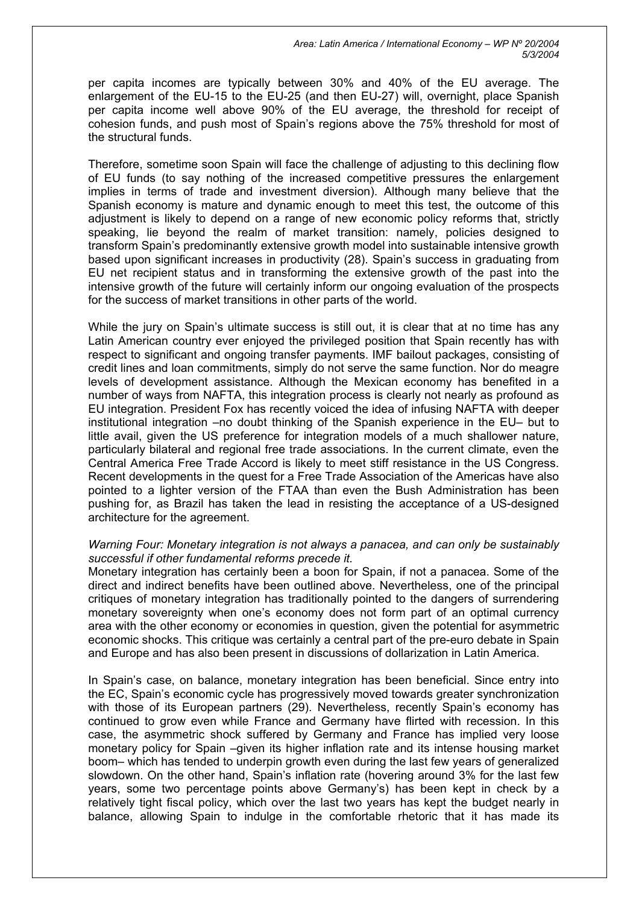per capita incomes are typically between 30% and 40% of the EU average. The enlargement of the EU-15 to the EU-25 (and then EU-27) will, overnight, place Spanish per capita income well above 90% of the EU average, the threshold for receipt of cohesion funds, and push most of Spain's regions above the 75% threshold for most of the structural funds.

Therefore, sometime soon Spain will face the challenge of adjusting to this declining flow of EU funds (to say nothing of the increased competitive pressures the enlargement implies in terms of trade and investment diversion). Although many believe that the Spanish economy is mature and dynamic enough to meet this test, the outcome of this adjustment is likely to depend on a range of new economic policy reforms that, strictly speaking, lie beyond the realm of market transition: namely, policies designed to transform Spain's predominantly extensive growth model into sustainable intensive growth based upon significant increases in productivity (28). Spain's success in graduating from EU net recipient status and in transforming the extensive growth of the past into the intensive growth of the future will certainly inform our ongoing evaluation of the prospects for the success of market transitions in other parts of the world.

While the jury on Spain's ultimate success is still out, it is clear that at no time has any Latin American country ever enjoyed the privileged position that Spain recently has with respect to significant and ongoing transfer payments. IMF bailout packages, consisting of credit lines and loan commitments, simply do not serve the same function. Nor do meagre levels of development assistance. Although the Mexican economy has benefited in a number of ways from NAFTA, this integration process is clearly not nearly as profound as EU integration. President Fox has recently voiced the idea of infusing NAFTA with deeper institutional integration –no doubt thinking of the Spanish experience in the EU– but to little avail, given the US preference for integration models of a much shallower nature, particularly bilateral and regional free trade associations. In the current climate, even the Central America Free Trade Accord is likely to meet stiff resistance in the US Congress. Recent developments in the quest for a Free Trade Association of the Americas have also pointed to a lighter version of the FTAA than even the Bush Administration has been pushing for, as Brazil has taken the lead in resisting the acceptance of a US-designed architecture for the agreement.

*Warning Four: Monetary integration is not always a panacea, and can only be sustainably successful if other fundamental reforms precede it.*

Monetary integration has certainly been a boon for Spain, if not a panacea. Some of the direct and indirect benefits have been outlined above. Nevertheless, one of the principal critiques of monetary integration has traditionally pointed to the dangers of surrendering monetary sovereignty when one's economy does not form part of an optimal currency area with the other economy or economies in question, given the potential for asymmetric economic shocks. This critique was certainly a central part of the pre-euro debate in Spain and Europe and has also been present in discussions of dollarization in Latin America.

In Spain's case, on balance, monetary integration has been beneficial. Since entry into the EC, Spain's economic cycle has progressively moved towards greater synchronization with those of its European partners (29). Nevertheless, recently Spain's economy has continued to grow even while France and Germany have flirted with recession. In this case, the asymmetric shock suffered by Germany and France has implied very loose monetary policy for Spain –given its higher inflation rate and its intense housing market boom– which has tended to underpin growth even during the last few years of generalized slowdown. On the other hand, Spain's inflation rate (hovering around 3% for the last few years, some two percentage points above Germany's) has been kept in check by a relatively tight fiscal policy, which over the last two years has kept the budget nearly in balance, allowing Spain to indulge in the comfortable rhetoric that it has made its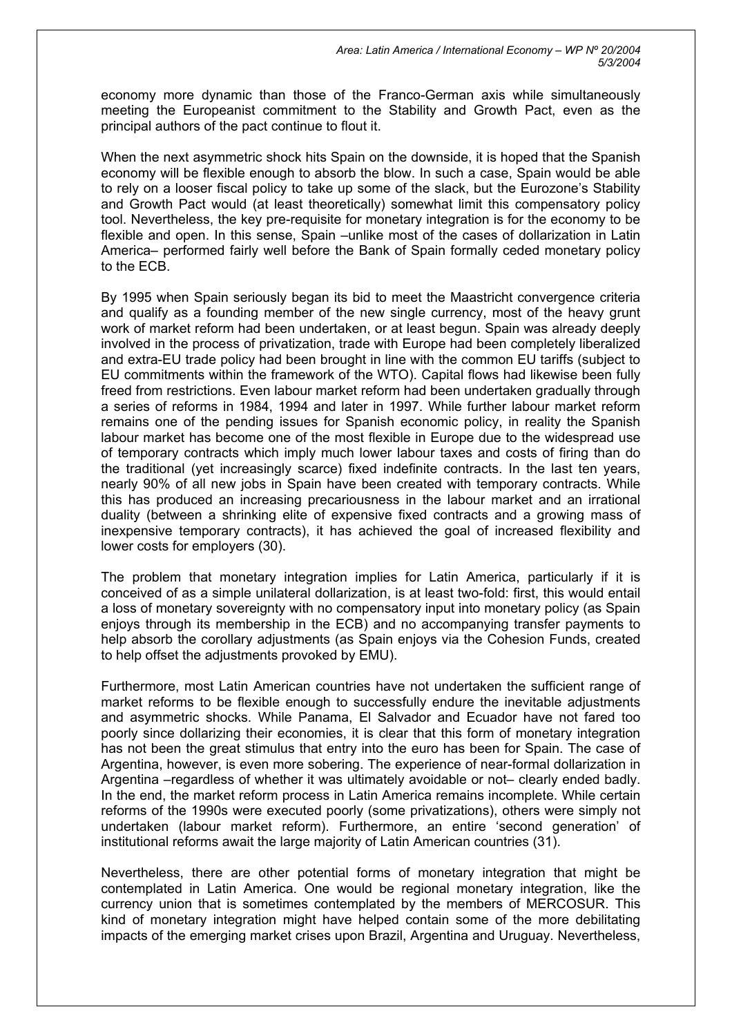economy more dynamic than those of the Franco-German axis while simultaneously meeting the Europeanist commitment to the Stability and Growth Pact, even as the principal authors of the pact continue to flout it.

When the next asymmetric shock hits Spain on the downside, it is hoped that the Spanish economy will be flexible enough to absorb the blow. In such a case, Spain would be able to rely on a looser fiscal policy to take up some of the slack, but the Eurozone's Stability and Growth Pact would (at least theoretically) somewhat limit this compensatory policy tool. Nevertheless, the key pre-requisite for monetary integration is for the economy to be flexible and open. In this sense, Spain –unlike most of the cases of dollarization in Latin America– performed fairly well before the Bank of Spain formally ceded monetary policy to the ECB.

By 1995 when Spain seriously began its bid to meet the Maastricht convergence criteria and qualify as a founding member of the new single currency, most of the heavy grunt work of market reform had been undertaken, or at least begun. Spain was already deeply involved in the process of privatization, trade with Europe had been completely liberalized and extra-EU trade policy had been brought in line with the common EU tariffs (subject to EU commitments within the framework of the WTO). Capital flows had likewise been fully freed from restrictions. Even labour market reform had been undertaken gradually through a series of reforms in 1984, 1994 and later in 1997. While further labour market reform remains one of the pending issues for Spanish economic policy, in reality the Spanish labour market has become one of the most flexible in Europe due to the widespread use of temporary contracts which imply much lower labour taxes and costs of firing than do the traditional (yet increasingly scarce) fixed indefinite contracts. In the last ten years, nearly 90% of all new jobs in Spain have been created with temporary contracts. While this has produced an increasing precariousness in the labour market and an irrational duality (between a shrinking elite of expensive fixed contracts and a growing mass of inexpensive temporary contracts), it has achieved the goal of increased flexibility and lower costs for employers (30).

The problem that monetary integration implies for Latin America, particularly if it is conceived of as a simple unilateral dollarization, is at least two-fold: first, this would entail a loss of monetary sovereignty with no compensatory input into monetary policy (as Spain enjoys through its membership in the ECB) and no accompanying transfer payments to help absorb the corollary adjustments (as Spain enjoys via the Cohesion Funds, created to help offset the adjustments provoked by EMU).

Furthermore, most Latin American countries have not undertaken the sufficient range of market reforms to be flexible enough to successfully endure the inevitable adjustments and asymmetric shocks. While Panama, El Salvador and Ecuador have not fared too poorly since dollarizing their economies, it is clear that this form of monetary integration has not been the great stimulus that entry into the euro has been for Spain. The case of Argentina, however, is even more sobering. The experience of near-formal dollarization in Argentina –regardless of whether it was ultimately avoidable or not– clearly ended badly. In the end, the market reform process in Latin America remains incomplete. While certain reforms of the 1990s were executed poorly (some privatizations), others were simply not undertaken (labour market reform). Furthermore, an entire 'second generation' of institutional reforms await the large majority of Latin American countries (31).

Nevertheless, there are other potential forms of monetary integration that might be contemplated in Latin America. One would be regional monetary integration, like the currency union that is sometimes contemplated by the members of MERCOSUR. This kind of monetary integration might have helped contain some of the more debilitating impacts of the emerging market crises upon Brazil, Argentina and Uruguay. Nevertheless,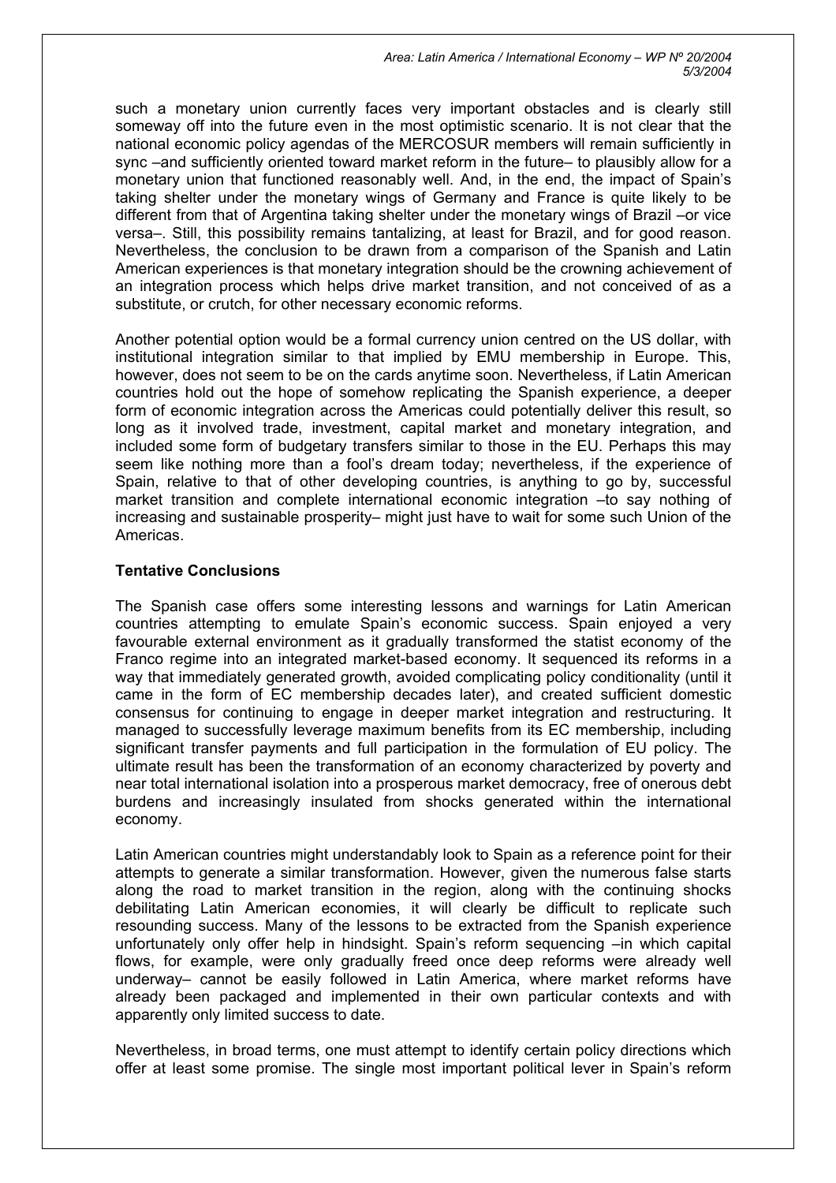such a monetary union currently faces very important obstacles and is clearly still someway off into the future even in the most optimistic scenario. It is not clear that the national economic policy agendas of the MERCOSUR members will remain sufficiently in sync –and sufficiently oriented toward market reform in the future– to plausibly allow for a monetary union that functioned reasonably well. And, in the end, the impact of Spain's taking shelter under the monetary wings of Germany and France is quite likely to be different from that of Argentina taking shelter under the monetary wings of Brazil –or vice versa–. Still, this possibility remains tantalizing, at least for Brazil, and for good reason. Nevertheless, the conclusion to be drawn from a comparison of the Spanish and Latin American experiences is that monetary integration should be the crowning achievement of an integration process which helps drive market transition, and not conceived of as a substitute, or crutch, for other necessary economic reforms.

Another potential option would be a formal currency union centred on the US dollar, with institutional integration similar to that implied by EMU membership in Europe. This, however, does not seem to be on the cards anytime soon. Nevertheless, if Latin American countries hold out the hope of somehow replicating the Spanish experience, a deeper form of economic integration across the Americas could potentially deliver this result, so long as it involved trade, investment, capital market and monetary integration, and included some form of budgetary transfers similar to those in the EU. Perhaps this may seem like nothing more than a fool's dream today; nevertheless, if the experience of Spain, relative to that of other developing countries, is anything to go by, successful market transition and complete international economic integration –to say nothing of increasing and sustainable prosperity– might just have to wait for some such Union of the Americas.

**Tentative Conclusions**

The Spanish case offers some interesting lessons and warnings for Latin American countries attempting to emulate Spain's economic success. Spain enjoyed a very favourable external environment as it gradually transformed the statist economy of the Franco regime into an integrated market-based economy. It sequenced its reforms in a way that immediately generated growth, avoided complicating policy conditionality (until it came in the form of EC membership decades later), and created sufficient domestic consensus for continuing to engage in deeper market integration and restructuring. It managed to successfully leverage maximum benefits from its EC membership, including significant transfer payments and full participation in the formulation of EU policy. The ultimate result has been the transformation of an economy characterized by poverty and near total international isolation into a prosperous market democracy, free of onerous debt burdens and increasingly insulated from shocks generated within the international economy.

Latin American countries might understandably look to Spain as a reference point for their attempts to generate a similar transformation. However, given the numerous false starts along the road to market transition in the region, along with the continuing shocks debilitating Latin American economies, it will clearly be difficult to replicate such resounding success. Many of the lessons to be extracted from the Spanish experience unfortunately only offer help in hindsight. Spain's reform sequencing –in which capital flows, for example, were only gradually freed once deep reforms were already well underway– cannot be easily followed in Latin America, where market reforms have already been packaged and implemented in their own particular contexts and with apparently only limited success to date.

Nevertheless, in broad terms, one must attempt to identify certain policy directions which offer at least some promise. The single most important political lever in Spain's reform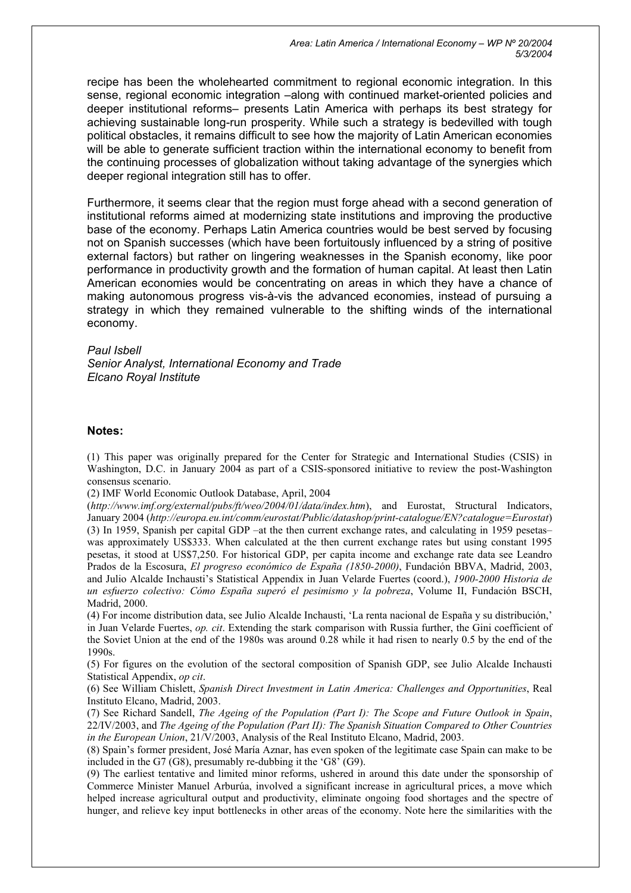recipe has been the wholehearted commitment to regional economic integration. In this sense, regional economic integration –along with continued market-oriented policies and deeper institutional reforms– presents Latin America with perhaps its best strategy for achieving sustainable long-run prosperity. While such a strategy is bedevilled with tough political obstacles, it remains difficult to see how the majority of Latin American economies will be able to generate sufficient traction within the international economy to benefit from the continuing processes of globalization without taking advantage of the synergies which deeper regional integration still has to offer.

Furthermore, it seems clear that the region must forge ahead with a second generation of institutional reforms aimed at modernizing state institutions and improving the productive base of the economy. Perhaps Latin America countries would be best served by focusing not on Spanish successes (which have been fortuitously influenced by a string of positive external factors) but rather on lingering weaknesses in the Spanish economy, like poor performance in productivity growth and the formation of human capital. At least then Latin American economies would be concentrating on areas in which they have a chance of making autonomous progress vis-à-vis the advanced economies, instead of pursuing a strategy in which they remained vulnerable to the shifting winds of the international economy.

*Paul Isbell*
*Senior Analyst, International Economy and Trade*
*Elcano Royal Institute*

**Notes:**

(1) This paper was originally prepared for the Center for Strategic and International Studies (CSIS) in Washington, D.C. in January 2004 as part of a CSIS-sponsored initiative to review the post-Washington consensus scenario.

(2) IMF World Economic Outlook Database, April, 2004 (*http://www.imf.org/external/pubs/ft/weo/2004/01/data/index.htm*), and Eurostat, Structural Indicators, January 2004 (*http://europa.eu.int/comm/eurostat/Public/datashop/print-catalogue/EN?catalogue=Eurostat*)

(3) In 1959, Spanish per capital GDP –at the then current exchange rates, and calculating in 1959 pesetas– was approximately US$333. When calculated at the then current exchange rates but using constant 1995 pesetas, it stood at US$7,250. For historical GDP, per capita income and exchange rate data see Leandro Prados de la Escosura, *El progreso económico de España (1850-2000)*, Fundación BBVA, Madrid, 2003, and Julio Alcalde Inchausti's Statistical Appendix in Juan Velarde Fuertes (coord.), *1900-2000 Historia de un esfuerzo colectivo: Cómo España superó el pesimismo y la pobreza*, Volume II, Fundación BSCH, Madrid, 2000.

(4) For income distribution data, see Julio Alcalde Inchausti, 'La renta nacional de España y su distribución,' in Juan Velarde Fuertes, *op. cit*. Extending the stark comparison with Russia further, the Gini coefficient of the Soviet Union at the end of the 1980s was around 0.28 while it had risen to nearly 0.5 by the end of the 1990s.

(5) For figures on the evolution of the sectoral composition of Spanish GDP, see Julio Alcalde Inchausti Statistical Appendix, *op cit*.

(6) See William Chislett, *Spanish Direct Investment in Latin America: Challenges and Opportunities*, Real Instituto Elcano, Madrid, 2003.

(7) See Richard Sandell, *The Ageing of the Population (Part I): The Scope and Future Outlook in Spain*, 22/IV/2003, and *The Ageing of the Population (Part II): The Spanish Situation Compared to Other Countries in the European Union*, 21/V/2003, Analysis of the Real Instituto Elcano, Madrid, 2003.

(8) Spain's former president, José María Aznar, has even spoken of the legitimate case Spain can make to be included in the G7 (G8), presumably re-dubbing it the 'G8' (G9).

(9) The earliest tentative and limited minor reforms, ushered in around this date under the sponsorship of Commerce Minister Manuel Arburúa, involved a significant increase in agricultural prices, a move which helped increase agricultural output and productivity, eliminate ongoing food shortages and the spectre of hunger, and relieve key input bottlenecks in other areas of the economy. Note here the similarities with the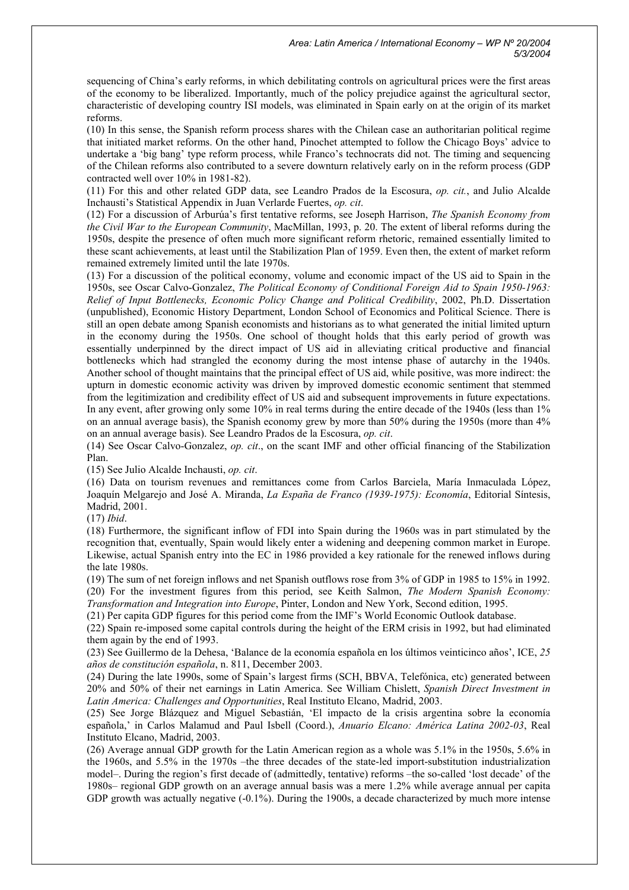sequencing of China's early reforms, in which debilitating controls on agricultural prices were the first areas of the economy to be liberalized. Importantly, much of the policy prejudice against the agricultural sector, characteristic of developing country ISI models, was eliminated in Spain early on at the origin of its market reforms.

(10) In this sense, the Spanish reform process shares with the Chilean case an authoritarian political regime that initiated market reforms. On the other hand, Pinochet attempted to follow the Chicago Boys' advice to undertake a 'big bang' type reform process, while Franco's technocrats did not. The timing and sequencing of the Chilean reforms also contributed to a severe downturn relatively early on in the reform process (GDP contracted well over 10% in 1981-82).

(11) For this and other related GDP data, see Leandro Prados de la Escosura, *op. cit.*, and Julio Alcalde Inchausti's Statistical Appendix in Juan Verlarde Fuertes, *op. cit*.

(12) For a discussion of Arburúa's first tentative reforms, see Joseph Harrison, *The Spanish Economy from the Civil War to the European Community*, MacMillan, 1993, p. 20. The extent of liberal reforms during the 1950s, despite the presence of often much more significant reform rhetoric, remained essentially limited to these scant achievements, at least until the Stabilization Plan of 1959. Even then, the extent of market reform remained extremely limited until the late 1970s.

(13) For a discussion of the political economy, volume and economic impact of the US aid to Spain in the 1950s, see Oscar Calvo-Gonzalez, *The Political Economy of Conditional Foreign Aid to Spain 1950-1963: Relief of Input Bottlenecks, Economic Policy Change and Political Credibility*, 2002, Ph.D. Dissertation (unpublished), Economic History Department, London School of Economics and Political Science. There is still an open debate among Spanish economists and historians as to what generated the initial limited upturn in the economy during the 1950s. One school of thought holds that this early period of growth was essentially underpinned by the direct impact of US aid in alleviating critical productive and financial bottlenecks which had strangled the economy during the most intense phase of autarchy in the 1940s. Another school of thought maintains that the principal effect of US aid, while positive, was more indirect: the upturn in domestic economic activity was driven by improved domestic economic sentiment that stemmed from the legitimization and credibility effect of US aid and subsequent improvements in future expectations. In any event, after growing only some 10% in real terms during the entire decade of the 1940s (less than 1% on an annual average basis), the Spanish economy grew by more than 50% during the 1950s (more than 4% on an annual average basis). See Leandro Prados de la Escosura, *op. cit*.

(14) See Oscar Calvo-Gonzalez, *op. cit*., on the scant IMF and other official financing of the Stabilization Plan.

(15) See Julio Alcalde Inchausti, *op. cit*.

(16) Data on tourism revenues and remittances come from Carlos Barciela, María Inmaculada López, Joaquín Melgarejo and José A. Miranda, *La España de Franco (1939-1975): Economía*, Editorial Síntesis, Madrid, 2001.

(17) *Ibid*.

(18) Furthermore, the significant inflow of FDI into Spain during the 1960s was in part stimulated by the recognition that, eventually, Spain would likely enter a widening and deepening common market in Europe. Likewise, actual Spanish entry into the EC in 1986 provided a key rationale for the renewed inflows during the late 1980s.

(19) The sum of net foreign inflows and net Spanish outflows rose from 3% of GDP in 1985 to 15% in 1992.

(20) For the investment figures from this period, see Keith Salmon, *The Modern Spanish Economy: Transformation and Integration into Europe*, Pinter, London and New York, Second edition, 1995.

(21) Per capita GDP figures for this period come from the IMF's World Economic Outlook database.

(22) Spain re-imposed some capital controls during the height of the ERM crisis in 1992, but had eliminated them again by the end of 1993.

(23) See Guillermo de la Dehesa, 'Balance de la economía española en los últimos veinticinco años', ICE, *25 años de constitución española*, n. 811, December 2003.

(24) During the late 1990s, some of Spain's largest firms (SCH, BBVA, Telefónica, etc) generated between 20% and 50% of their net earnings in Latin America. See William Chislett, *Spanish Direct Investment in Latin America: Challenges and Opportunities*, Real Instituto Elcano, Madrid, 2003.

(25) See Jorge Blázquez and Miguel Sebastián, 'El impacto de la crisis argentina sobre la economía española,' in Carlos Malamud and Paul Isbell (Coord.), *Anuario Elcano: América Latina 2002-03*, Real Instituto Elcano, Madrid, 2003.

(26) Average annual GDP growth for the Latin American region as a whole was 5.1% in the 1950s, 5.6% in the 1960s, and 5.5% in the 1970s –the three decades of the state-led import-substitution industrialization model–. During the region's first decade of (admittedly, tentative) reforms –the so-called 'lost decade' of the 1980s– regional GDP growth on an average annual basis was a mere 1.2% while average annual per capita GDP growth was actually negative (-0.1%). During the 1900s, a decade characterized by much more intense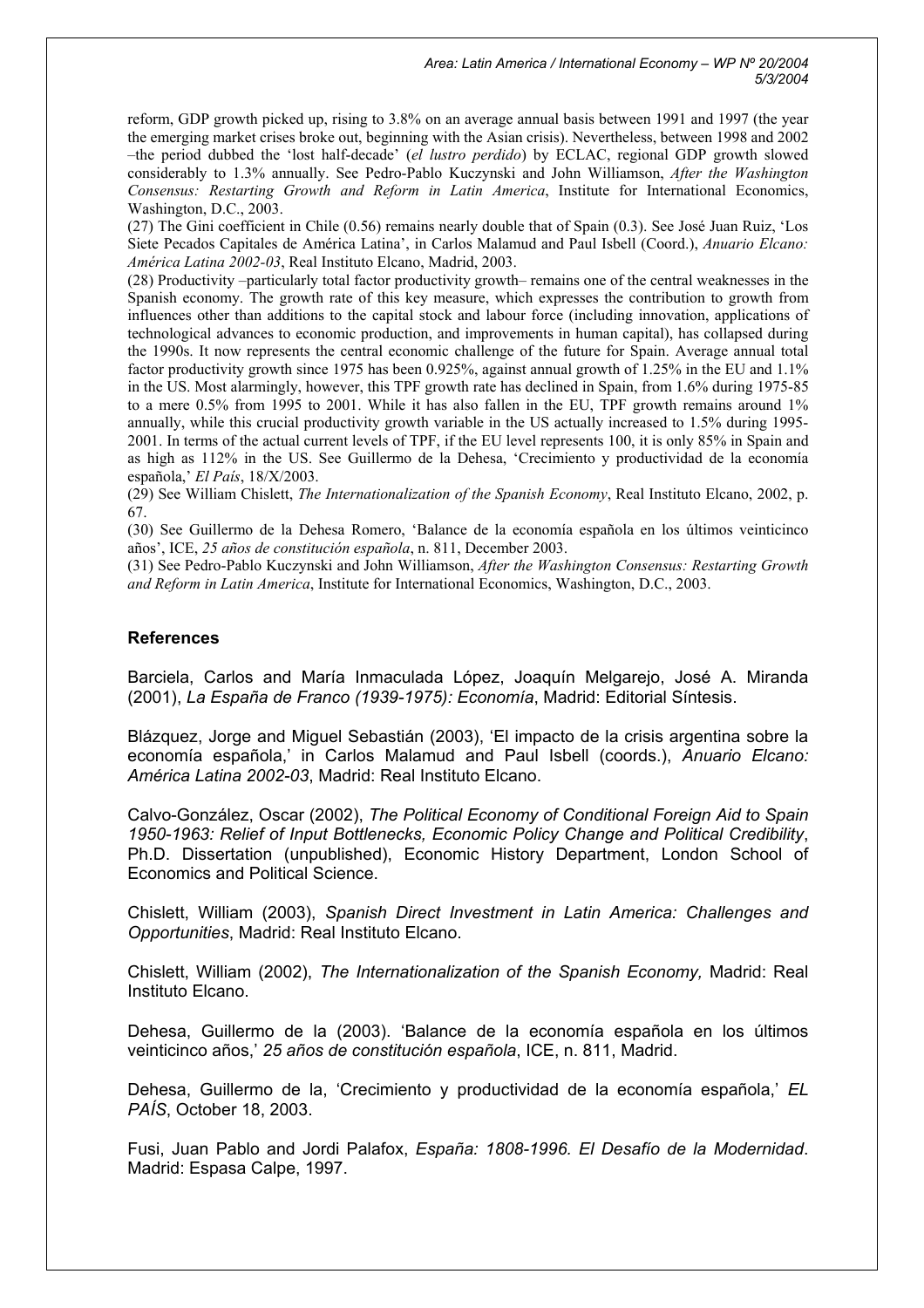reform, GDP growth picked up, rising to 3.8% on an average annual basis between 1991 and 1997 (the year the emerging market crises broke out, beginning with the Asian crisis). Nevertheless, between 1998 and 2002 –the period dubbed the 'lost half-decade' (*el lustro perdido*) by ECLAC, regional GDP growth slowed considerably to 1.3% annually. See Pedro-Pablo Kuczynski and John Williamson, *After the Washington Consensus: Restarting Growth and Reform in Latin America*, Institute for International Economics, Washington, D.C., 2003.

(27) The Gini coefficient in Chile (0.56) remains nearly double that of Spain (0.3). See José Juan Ruiz, 'Los Siete Pecados Capitales de América Latina', in Carlos Malamud and Paul Isbell (Coord.), *Anuario Elcano: América Latina 2002-03*, Real Instituto Elcano, Madrid, 2003.

(28) Productivity –particularly total factor productivity growth– remains one of the central weaknesses in the Spanish economy. The growth rate of this key measure, which expresses the contribution to growth from influences other than additions to the capital stock and labour force (including innovation, applications of technological advances to economic production, and improvements in human capital), has collapsed during the 1990s. It now represents the central economic challenge of the future for Spain. Average annual total factor productivity growth since 1975 has been 0.925%, against annual growth of 1.25% in the EU and 1.1% in the US. Most alarmingly, however, this TPF growth rate has declined in Spain, from 1.6% during 1975-85 to a mere 0.5% from 1995 to 2001. While it has also fallen in the EU, TPF growth remains around 1% annually, while this crucial productivity growth variable in the US actually increased to 1.5% during 1995-2001. In terms of the actual current levels of TPF, if the EU level represents 100, it is only 85% in Spain and as high as 112% in the US. See Guillermo de la Dehesa, 'Crecimiento y productividad de la economía española,' *El País*, 18/X/2003.

(29) See William Chislett, *The Internationalization of the Spanish Economy*, Real Instituto Elcano, 2002, p. 67.

(30) See Guillermo de la Dehesa Romero, 'Balance de la economía española en los últimos veinticinco años', ICE, *25 años de constitución española*, n. 811, December 2003.

(31) See Pedro-Pablo Kuczynski and John Williamson, *After the Washington Consensus: Restarting Growth and Reform in Latin America*, Institute for International Economics, Washington, D.C., 2003.

### References

Barciela, Carlos and María Inmaculada López, Joaquín Melgarejo, José A. Miranda (2001), *La España de Franco (1939-1975): Economía*, Madrid: Editorial Síntesis.

Blázquez, Jorge and Miguel Sebastián (2003), 'El impacto de la crisis argentina sobre la economía española,' in Carlos Malamud and Paul Isbell (coords.), *Anuario Elcano: América Latina 2002-03*, Madrid: Real Instituto Elcano.

Calvo-González, Oscar (2002), *The Political Economy of Conditional Foreign Aid to Spain 1950-1963: Relief of Input Bottlenecks, Economic Policy Change and Political Credibility*, Ph.D. Dissertation (unpublished), Economic History Department, London School of Economics and Political Science.

Chislett, William (2003), *Spanish Direct Investment in Latin America: Challenges and Opportunities*, Madrid: Real Instituto Elcano.

Chislett, William (2002), *The Internationalization of the Spanish Economy,* Madrid: Real Instituto Elcano.

Dehesa, Guillermo de la (2003). 'Balance de la economía española en los últimos veinticinco años,' *25 años de constitución española*, ICE, n. 811, Madrid.

Dehesa, Guillermo de la, 'Crecimiento y productividad de la economía española,' *EL PAÍS*, October 18, 2003.

Fusi, Juan Pablo and Jordi Palafox, *España: 1808-1996. El Desafío de la Modernidad*. Madrid: Espasa Calpe, 1997.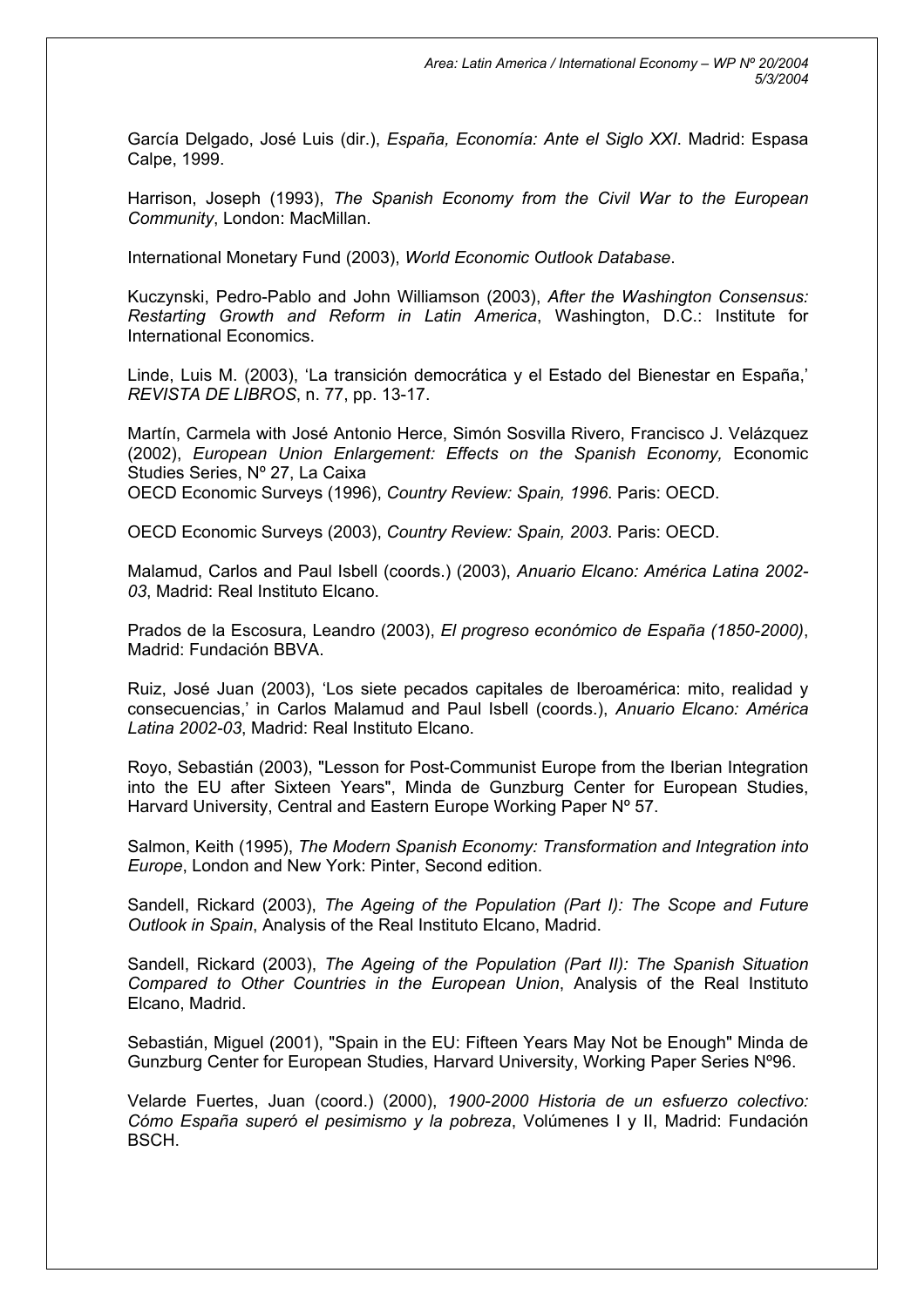García Delgado, José Luis (dir.), *España, Economía: Ante el Siglo XXI*. Madrid: Espasa Calpe, 1999.

Harrison, Joseph (1993), *The Spanish Economy from the Civil War to the European Community*, London: MacMillan.

International Monetary Fund (2003), *World Economic Outlook Database*.

Kuczynski, Pedro-Pablo and John Williamson (2003), *After the Washington Consensus: Restarting Growth and Reform in Latin America*, Washington, D.C.: Institute for International Economics.

Linde, Luis M. (2003), 'La transición democrática y el Estado del Bienestar en España,' *REVISTA DE LIBROS*, n. 77, pp. 13-17.

Martín, Carmela with José Antonio Herce, Simón Sosvilla Rivero, Francisco J. Velázquez (2002), *European Union Enlargement: Effects on the Spanish Economy,* Economic Studies Series, Nº 27, La Caixa

OECD Economic Surveys (1996), *Country Review: Spain, 1996*. Paris: OECD.

OECD Economic Surveys (2003), *Country Review: Spain, 2003*. Paris: OECD.

Malamud, Carlos and Paul Isbell (coords.) (2003), *Anuario Elcano: América Latina 2002-03*, Madrid: Real Instituto Elcano.

Prados de la Escosura, Leandro (2003), *El progreso económico de España (1850-2000)*, Madrid: Fundación BBVA.

Ruiz, José Juan (2003), 'Los siete pecados capitales de Iberoamérica: mito, realidad y consecuencias,' in Carlos Malamud and Paul Isbell (coords.), *Anuario Elcano: América Latina 2002-03*, Madrid: Real Instituto Elcano.

Royo, Sebastián (2003), "Lesson for Post-Communist Europe from the Iberian Integration into the EU after Sixteen Years", Minda de Gunzburg Center for European Studies, Harvard University, Central and Eastern Europe Working Paper Nº 57.

Salmon, Keith (1995), *The Modern Spanish Economy: Transformation and Integration into Europe*, London and New York: Pinter, Second edition.

Sandell, Rickard (2003), *The Ageing of the Population (Part I): The Scope and Future Outlook in Spain*, Analysis of the Real Instituto Elcano, Madrid.

Sandell, Rickard (2003), *The Ageing of the Population (Part II): The Spanish Situation Compared to Other Countries in the European Union*, Analysis of the Real Instituto Elcano, Madrid.

Sebastián, Miguel (2001), "Spain in the EU: Fifteen Years May Not be Enough" Minda de Gunzburg Center for European Studies, Harvard University, Working Paper Series Nº96.

Velarde Fuertes, Juan (coord.) (2000), *1900-2000 Historia de un esfuerzo colectivo: Cómo España superó el pesimismo y la pobreza*, Volúmenes I y II, Madrid: Fundación BSCH.